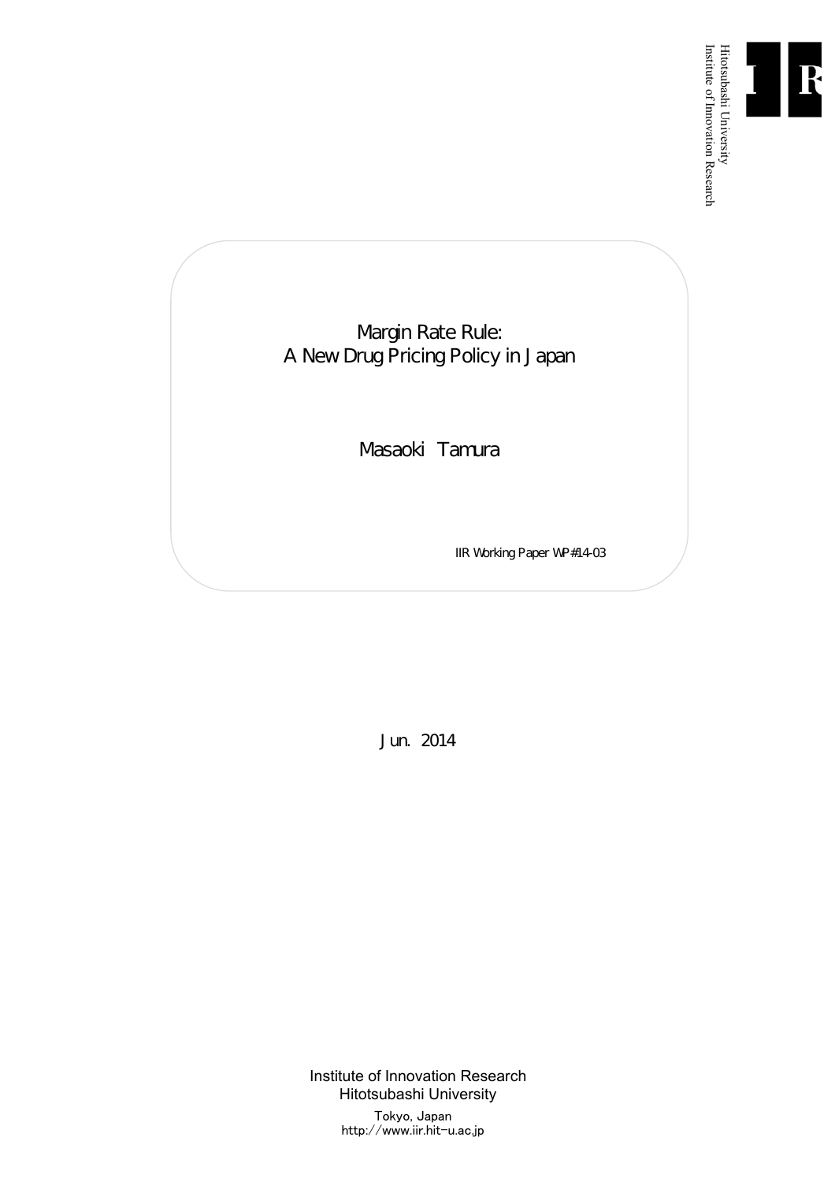Hitotsubashi University
Institute of Innovation Research

# Margin Rate Rule: A New Drug Pricing Policy in Japan

Masaoki Tamura

IIR Working Paper WP#14-03

Jun. 2014

Institute of Innovation Research
Hitotsubashi University

Tokyo, Japan
http://www.iir.hit-u.ac.jp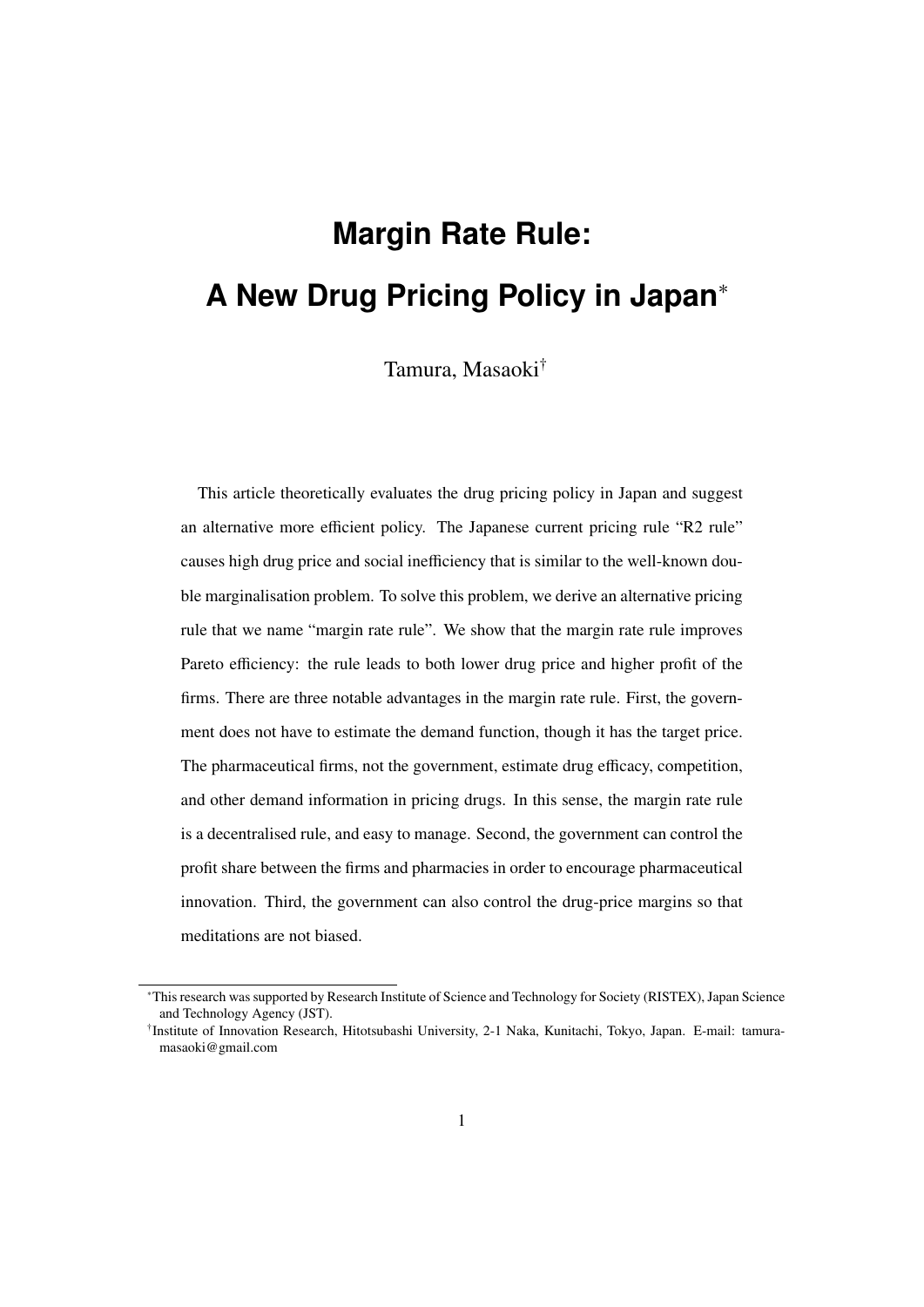# Margin Rate Rule:

# A New Drug Pricing Policy in Japan*

Tamura, Masaoki†

This article theoretically evaluates the drug pricing policy in Japan and suggest an alternative more efficient policy. The Japanese current pricing rule "R2 rule" causes high drug price and social inefficiency that is similar to the well-known double marginalisation problem. To solve this problem, we derive an alternative pricing rule that we name "margin rate rule". We show that the margin rate rule improves Pareto efficiency: the rule leads to both lower drug price and higher profit of the firms. There are three notable advantages in the margin rate rule. First, the government does not have to estimate the demand function, though it has the target price. The pharmaceutical firms, not the government, estimate drug efficacy, competition, and other demand information in pricing drugs. In this sense, the margin rate rule is a decentralised rule, and easy to manage. Second, the government can control the profit share between the firms and pharmacies in order to encourage pharmaceutical innovation. Third, the government can also control the drug-price margins so that meditations are not biased.

---

*This research was supported by Research Institute of Science and Technology for Society (RISTEX), Japan Science and Technology Agency (JST).

†Institute of Innovation Research, Hitotsubashi University, 2-1 Naka, Kunitachi, Tokyo, Japan. E-mail: tamura-masaoki@gmail.com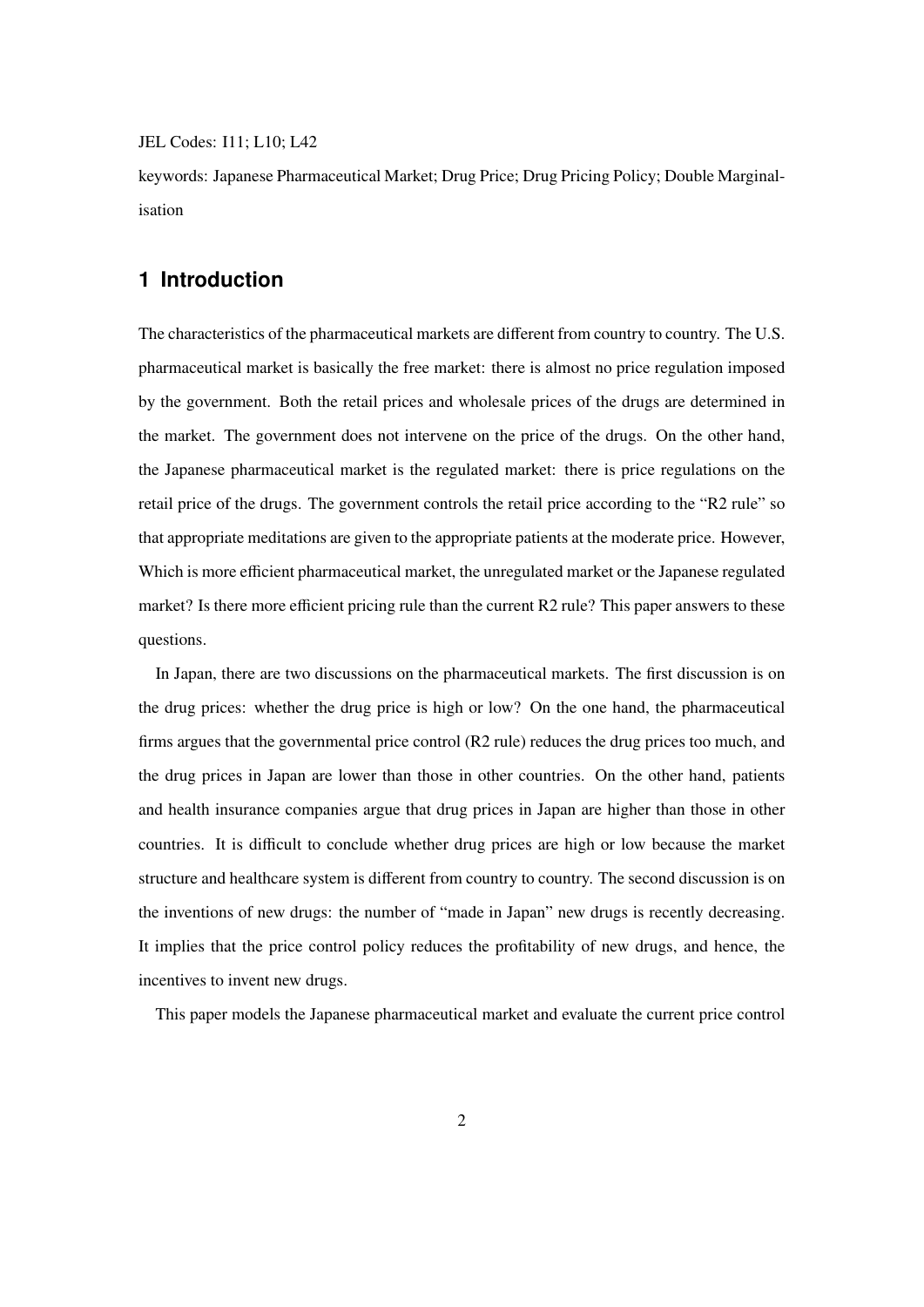JEL Codes: I11; L10; L42

keywords: Japanese Pharmaceutical Market; Drug Price; Drug Pricing Policy; Double Marginalisation

## 1 Introduction

The characteristics of the pharmaceutical markets are different from country to country. The U.S. pharmaceutical market is basically the free market: there is almost no price regulation imposed by the government. Both the retail prices and wholesale prices of the drugs are determined in the market. The government does not intervene on the price of the drugs. On the other hand, the Japanese pharmaceutical market is the regulated market: there is price regulations on the retail price of the drugs. The government controls the retail price according to the "R2 rule" so that appropriate meditations are given to the appropriate patients at the moderate price. However, Which is more efficient pharmaceutical market, the unregulated market or the Japanese regulated market? Is there more efficient pricing rule than the current R2 rule? This paper answers to these questions.

In Japan, there are two discussions on the pharmaceutical markets. The first discussion is on the drug prices: whether the drug price is high or low? On the one hand, the pharmaceutical firms argues that the governmental price control (R2 rule) reduces the drug prices too much, and the drug prices in Japan are lower than those in other countries. On the other hand, patients and health insurance companies argue that drug prices in Japan are higher than those in other countries. It is difficult to conclude whether drug prices are high or low because the market structure and healthcare system is different from country to country. The second discussion is on the inventions of new drugs: the number of "made in Japan" new drugs is recently decreasing. It implies that the price control policy reduces the profitability of new drugs, and hence, the incentives to invent new drugs.

This paper models the Japanese pharmaceutical market and evaluate the current price control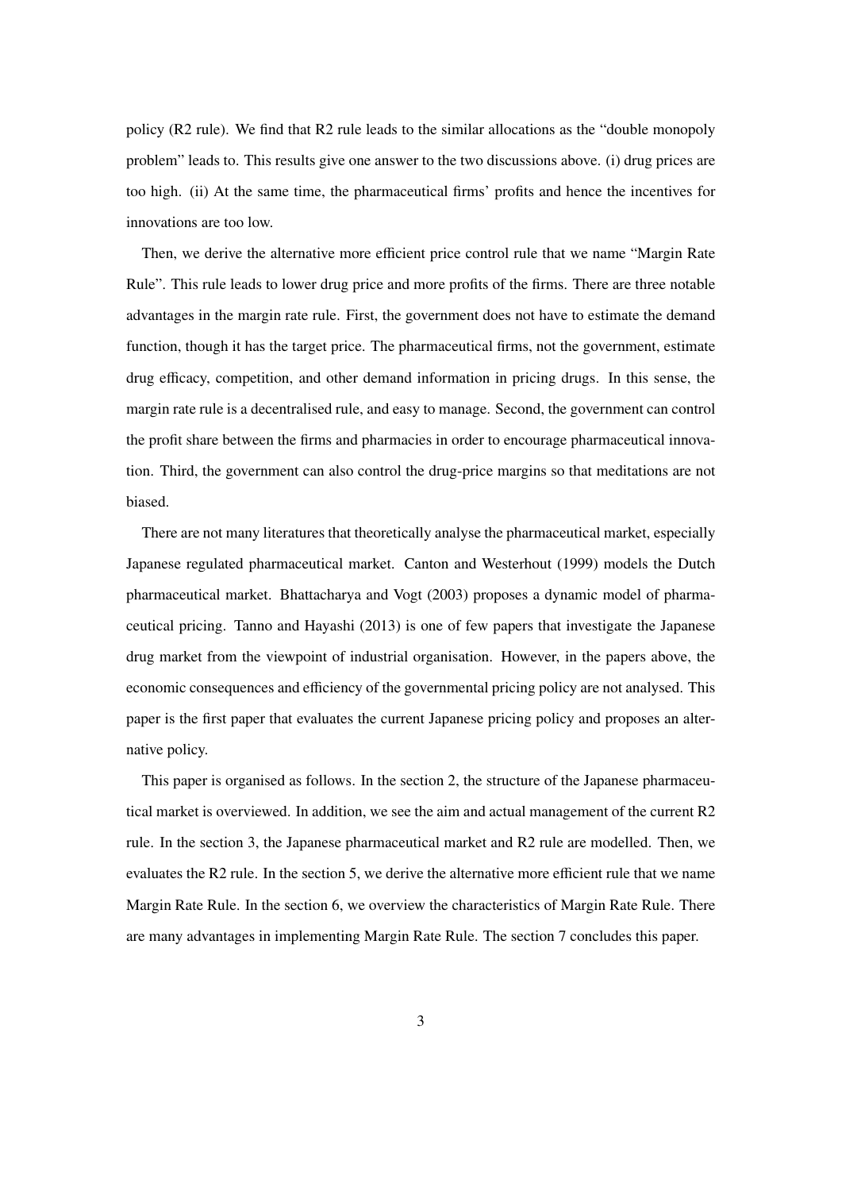policy (R2 rule). We find that R2 rule leads to the similar allocations as the "double monopoly problem" leads to. This results give one answer to the two discussions above. (i) drug prices are too high. (ii) At the same time, the pharmaceutical firms' profits and hence the incentives for innovations are too low.

Then, we derive the alternative more efficient price control rule that we name "Margin Rate Rule". This rule leads to lower drug price and more profits of the firms. There are three notable advantages in the margin rate rule. First, the government does not have to estimate the demand function, though it has the target price. The pharmaceutical firms, not the government, estimate drug efficacy, competition, and other demand information in pricing drugs. In this sense, the margin rate rule is a decentralised rule, and easy to manage. Second, the government can control the profit share between the firms and pharmacies in order to encourage pharmaceutical innovation. Third, the government can also control the drug-price margins so that meditations are not biased.

There are not many literatures that theoretically analyse the pharmaceutical market, especially Japanese regulated pharmaceutical market. Canton and Westerhout (1999) models the Dutch pharmaceutical market. Bhattacharya and Vogt (2003) proposes a dynamic model of pharmaceutical pricing. Tanno and Hayashi (2013) is one of few papers that investigate the Japanese drug market from the viewpoint of industrial organisation. However, in the papers above, the economic consequences and efficiency of the governmental pricing policy are not analysed. This paper is the first paper that evaluates the current Japanese pricing policy and proposes an alternative policy.

This paper is organised as follows. In the section 2, the structure of the Japanese pharmaceutical market is overviewed. In addition, we see the aim and actual management of the current R2 rule. In the section 3, the Japanese pharmaceutical market and R2 rule are modelled. Then, we evaluates the R2 rule. In the section 5, we derive the alternative more efficient rule that we name Margin Rate Rule. In the section 6, we overview the characteristics of Margin Rate Rule. There are many advantages in implementing Margin Rate Rule. The section 7 concludes this paper.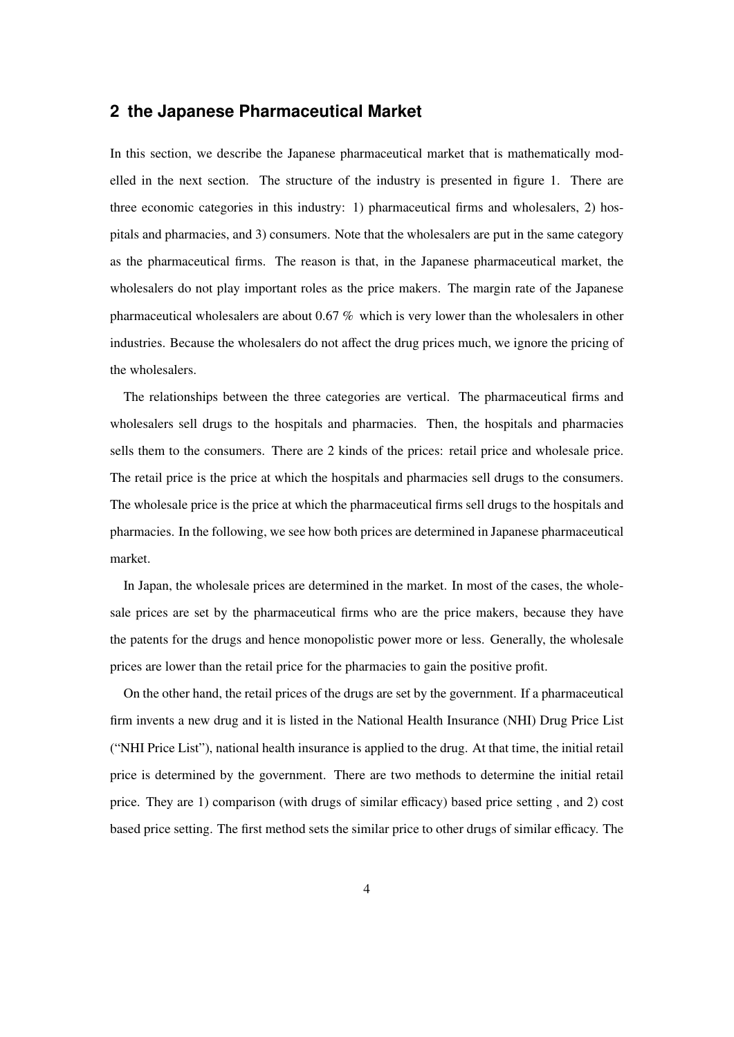## 2 the Japanese Pharmaceutical Market

In this section, we describe the Japanese pharmaceutical market that is mathematically modelled in the next section. The structure of the industry is presented in figure 1. There are three economic categories in this industry: 1) pharmaceutical firms and wholesalers, 2) hospitals and pharmacies, and 3) consumers. Note that the wholesalers are put in the same category as the pharmaceutical firms. The reason is that, in the Japanese pharmaceutical market, the wholesalers do not play important roles as the price makers. The margin rate of the Japanese pharmaceutical wholesalers are about 0.67 % which is very lower than the wholesalers in other industries. Because the wholesalers do not affect the drug prices much, we ignore the pricing of the wholesalers.

The relationships between the three categories are vertical. The pharmaceutical firms and wholesalers sell drugs to the hospitals and pharmacies. Then, the hospitals and pharmacies sells them to the consumers. There are 2 kinds of the prices: retail price and wholesale price. The retail price is the price at which the hospitals and pharmacies sell drugs to the consumers. The wholesale price is the price at which the pharmaceutical firms sell drugs to the hospitals and pharmacies. In the following, we see how both prices are determined in Japanese pharmaceutical market.

In Japan, the wholesale prices are determined in the market. In most of the cases, the wholesale prices are set by the pharmaceutical firms who are the price makers, because they have the patents for the drugs and hence monopolistic power more or less. Generally, the wholesale prices are lower than the retail price for the pharmacies to gain the positive profit.

On the other hand, the retail prices of the drugs are set by the government. If a pharmaceutical firm invents a new drug and it is listed in the National Health Insurance (NHI) Drug Price List ("NHI Price List"), national health insurance is applied to the drug. At that time, the initial retail price is determined by the government. There are two methods to determine the initial retail price. They are 1) comparison (with drugs of similar efficacy) based price setting , and 2) cost based price setting. The first method sets the similar price to other drugs of similar efficacy. The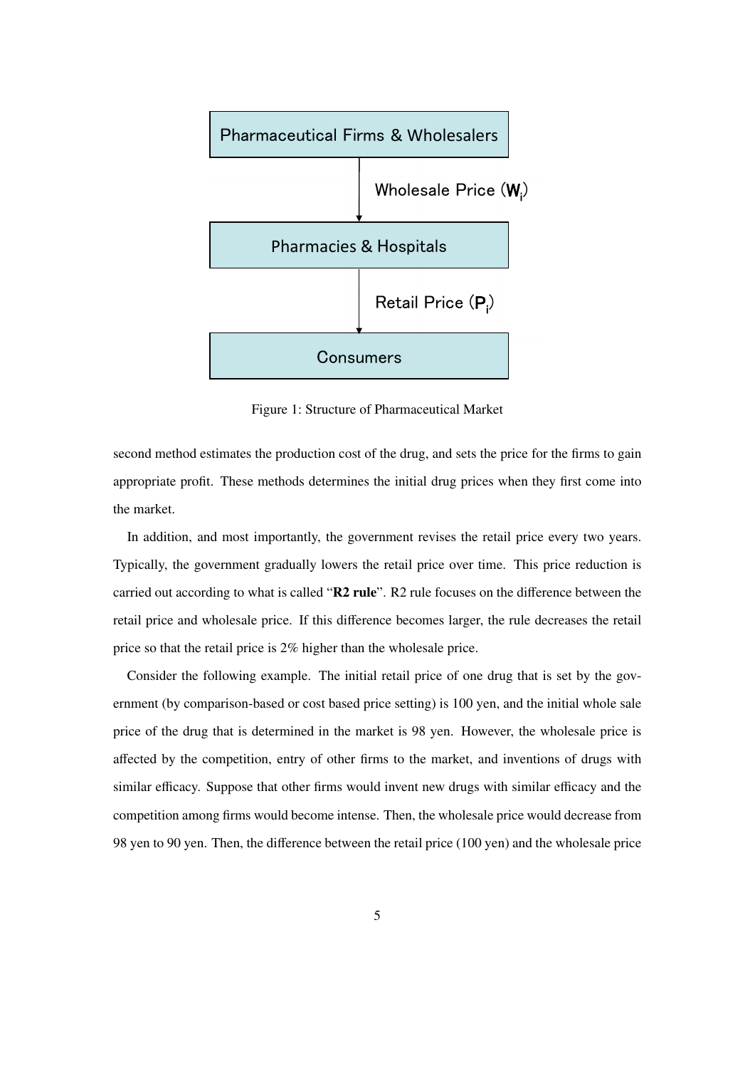Pharmaceutical Firms & Wholesalers

Wholesale Price ($W_i$)

Pharmacies & Hospitals

Retail Price ($P_i$)

Consumers

Figure 1: Structure of Pharmaceutical Market

second method estimates the production cost of the drug, and sets the price for the firms to gain appropriate profit. These methods determines the initial drug prices when they first come into the market.

In addition, and most importantly, the government revises the retail price every two years. Typically, the government gradually lowers the retail price over time. This price reduction is carried out according to what is called "**R2 rule**". R2 rule focuses on the difference between the retail price and wholesale price. If this difference becomes larger, the rule decreases the retail price so that the retail price is 2% higher than the wholesale price.

Consider the following example. The initial retail price of one drug that is set by the government (by comparison-based or cost based price setting) is 100 yen, and the initial whole sale price of the drug that is determined in the market is 98 yen. However, the wholesale price is affected by the competition, entry of other firms to the market, and inventions of drugs with similar efficacy. Suppose that other firms would invent new drugs with similar efficacy and the competition among firms would become intense. Then, the wholesale price would decrease from 98 yen to 90 yen. Then, the difference between the retail price (100 yen) and the wholesale price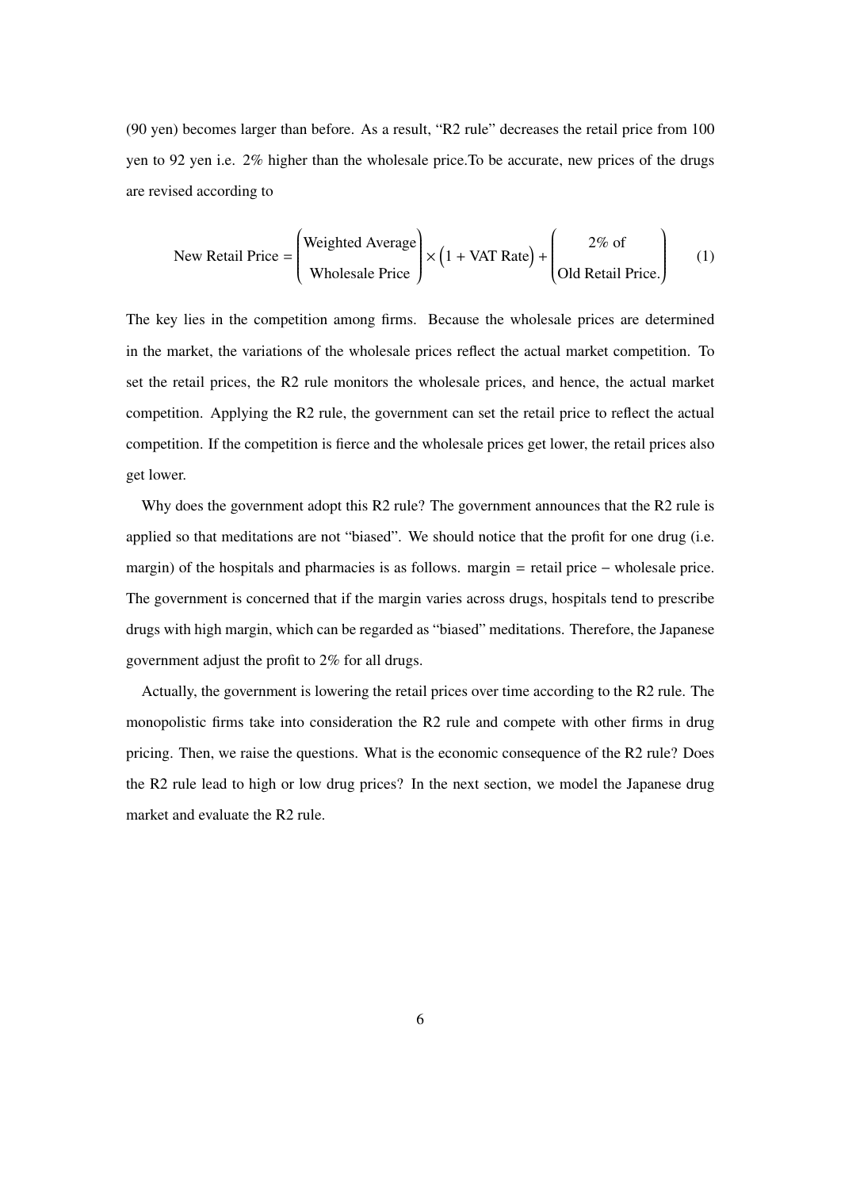(90 yen) becomes larger than before. As a result, "R2 rule" decreases the retail price from 100 yen to 92 yen i.e. 2% higher than the wholesale price.To be accurate, new prices of the drugs are revised according to

$$\text{New Retail Price} = \begin{pmatrix} \text{Weighted Average} \\ \text{Wholesale Price} \end{pmatrix} \times \big(1 + \text{VAT Rate}\big) + \begin{pmatrix} \text{2\% of} \\ \text{Old Retail Price.} \end{pmatrix} \tag{1}$$

The key lies in the competition among firms. Because the wholesale prices are determined in the market, the variations of the wholesale prices reflect the actual market competition. To set the retail prices, the R2 rule monitors the wholesale prices, and hence, the actual market competition. Applying the R2 rule, the government can set the retail price to reflect the actual competition. If the competition is fierce and the wholesale prices get lower, the retail prices also get lower.

Why does the government adopt this R2 rule? The government announces that the R2 rule is applied so that meditations are not "biased". We should notice that the profit for one drug (i.e. margin) of the hospitals and pharmacies is as follows. margin = retail price − wholesale price. The government is concerned that if the margin varies across drugs, hospitals tend to prescribe drugs with high margin, which can be regarded as "biased" meditations. Therefore, the Japanese government adjust the profit to 2% for all drugs.

Actually, the government is lowering the retail prices over time according to the R2 rule. The monopolistic firms take into consideration the R2 rule and compete with other firms in drug pricing. Then, we raise the questions. What is the economic consequence of the R2 rule? Does the R2 rule lead to high or low drug prices? In the next section, we model the Japanese drug market and evaluate the R2 rule.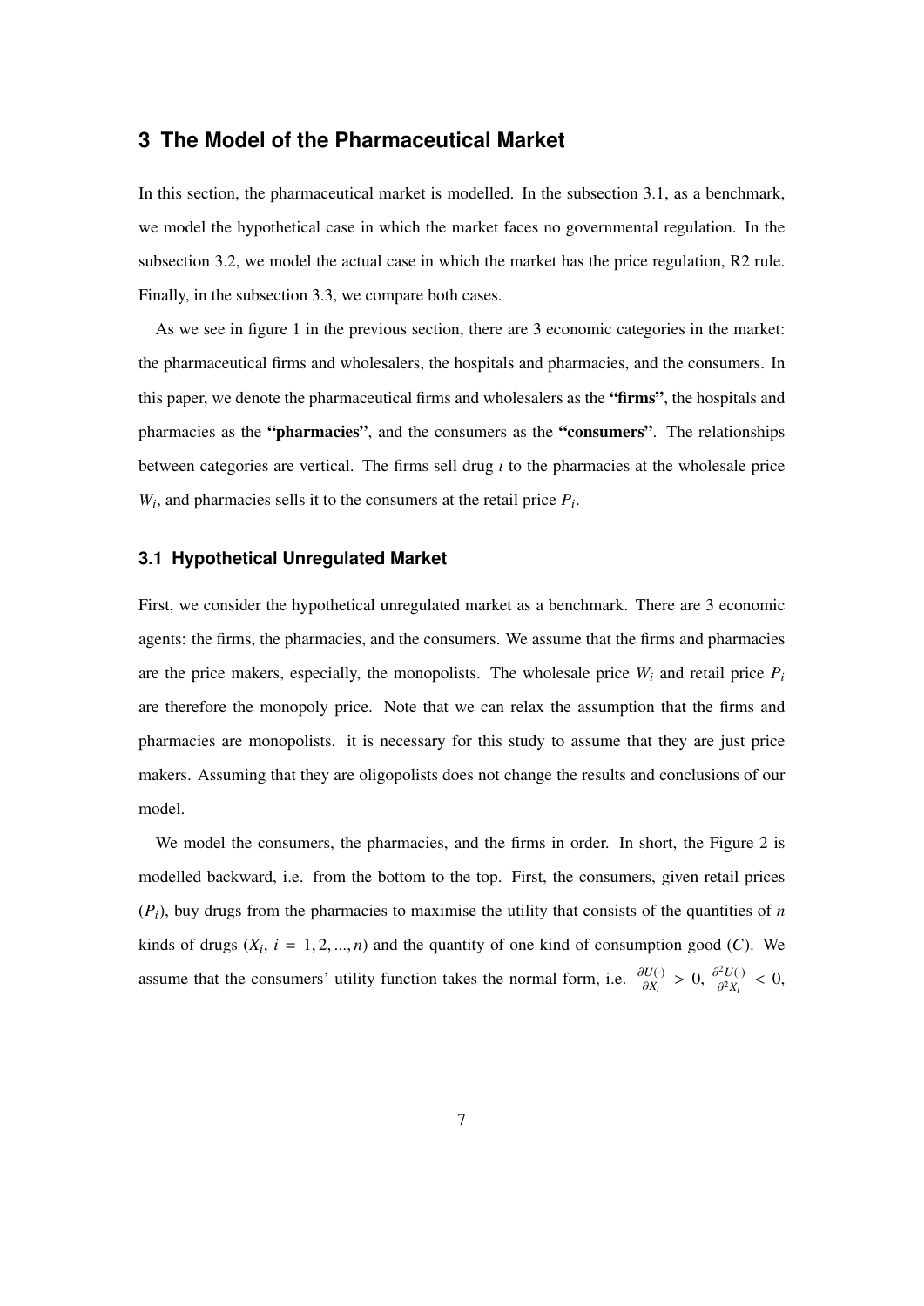# 3 The Model of the Pharmaceutical Market

In this section, the pharmaceutical market is modelled. In the subsection 3.1, as a benchmark, we model the hypothetical case in which the market faces no governmental regulation. In the subsection 3.2, we model the actual case in which the market has the price regulation, R2 rule. Finally, in the subsection 3.3, we compare both cases.

As we see in figure 1 in the previous section, there are 3 economic categories in the market: the pharmaceutical firms and wholesalers, the hospitals and pharmacies, and the consumers. In this paper, we denote the pharmaceutical firms and wholesalers as the **"firms"**, the hospitals and pharmacies as the **"pharmacies"**, and the consumers as the **"consumers"**. The relationships between categories are vertical. The firms sell drug $i$ to the pharmacies at the wholesale price $W_i$, and pharmacies sells it to the consumers at the retail price $P_i$.

## 3.1 Hypothetical Unregulated Market

First, we consider the hypothetical unregulated market as a benchmark. There are 3 economic agents: the firms, the pharmacies, and the consumers. We assume that the firms and pharmacies are the price makers, especially, the monopolists. The wholesale price $W_i$ and retail price $P_i$ are therefore the monopoly price. Note that we can relax the assumption that the firms and pharmacies are monopolists. it is necessary for this study to assume that they are just price makers. Assuming that they are oligopolists does not change the results and conclusions of our model.

We model the consumers, the pharmacies, and the firms in order. In short, the Figure 2 is modelled backward, i.e. from the bottom to the top. First, the consumers, given retail prices ($P_i$), buy drugs from the pharmacies to maximise the utility that consists of the quantities of $n$ kinds of drugs ($X_i$, $i = 1, 2, ..., n$) and the quantity of one kind of consumption good ($C$). We assume that the consumers' utility function takes the normal form, i.e. $\frac{\partial U(\cdot)}{\partial X_i} > 0$, $\frac{\partial^2 U(\cdot)}{\partial^2 X_i} < 0$,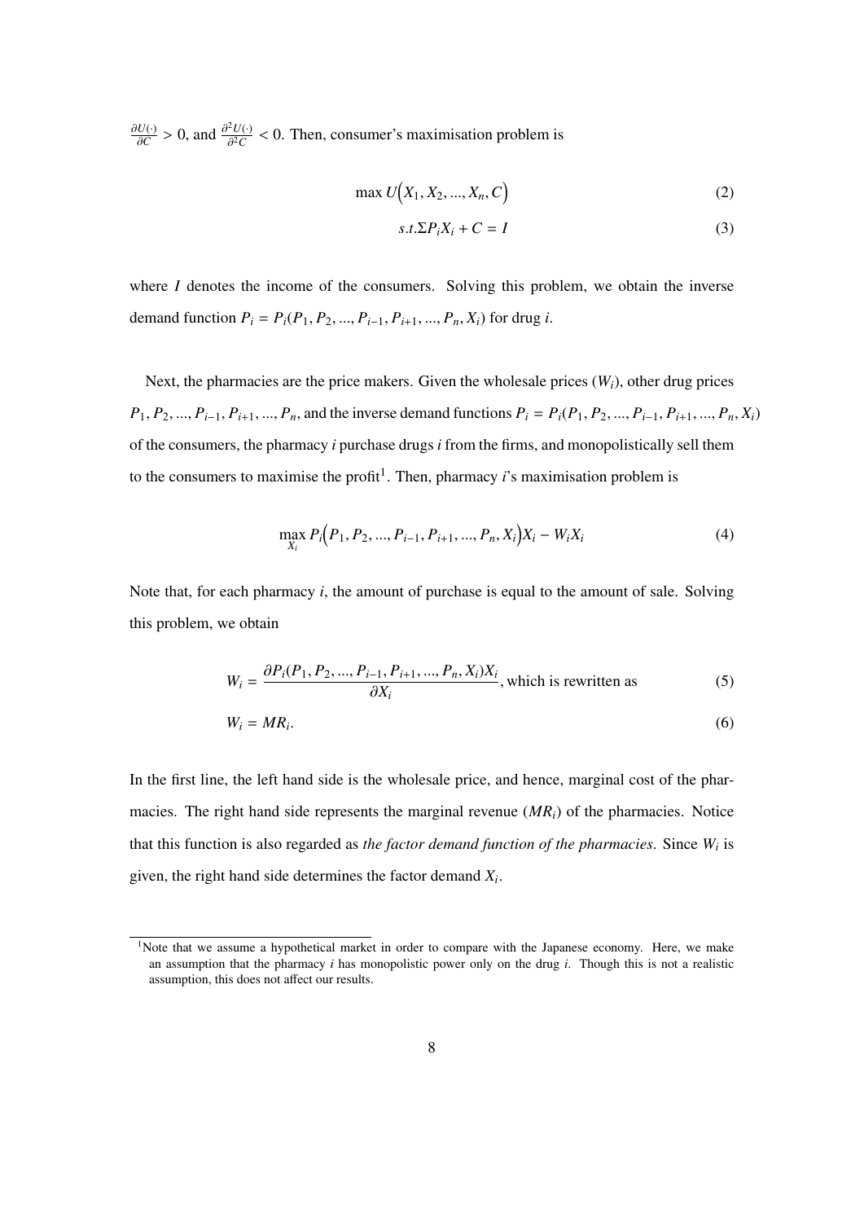$\frac{\partial U(\cdot)}{\partial C} > 0$, and $\frac{\partial^2 U(\cdot)}{\partial^2 C} < 0$. Then, consumer's maximisation problem is

$$\max U\Big(X_1, X_2, ..., X_n, C\Big) \tag{2}$$

$$s.t. \Sigma P_i X_i + C = I \tag{3}$$

where $I$ denotes the income of the consumers. Solving this problem, we obtain the inverse demand function $P_i = P_i(P_1, P_2, ..., P_{i-1}, P_{i+1}, ..., P_n, X_i)$ for drug $i$.

Next, the pharmacies are the price makers. Given the wholesale prices ($W_i$), other drug prices $P_1, P_2, ..., P_{i-1}, P_{i+1}, ..., P_n$, and the inverse demand functions $P_i = P_i(P_1, P_2, ..., P_{i-1}, P_{i+1}, ..., P_n, X_i)$ of the consumers, the pharmacy $i$ purchase drugs $i$ from the firms, and monopolistically sell them to the consumers to maximise the profit[1]. Then, pharmacy $i$'s maximisation problem is

$$\max_{X_i} P_i\Big(P_1, P_2, ..., P_{i-1}, P_{i+1}, ..., P_n, X_i\Big)X_i - W_i X_i \tag{4}$$

Note that, for each pharmacy $i$, the amount of purchase is equal to the amount of sale. Solving this problem, we obtain

$$W_i = \frac{\partial P_i(P_1, P_2, ..., P_{i-1}, P_{i+1}, ..., P_n, X_i)X_i}{\partial X_i}, \text{which is rewritten as} \tag{5}$$

$$W_i = MR_i. \tag{6}$$

In the first line, the left hand side is the wholesale price, and hence, marginal cost of the pharmacies. The right hand side represents the marginal revenue ($MR_i$) of the pharmacies. Notice that this function is also regarded as *the factor demand function of the pharmacies*. Since $W_i$ is given, the right hand side determines the factor demand $X_i$.

[1] Note that we assume a hypothetical market in order to compare with the Japanese economy. Here, we make an assumption that the pharmacy $i$ has monopolistic power only on the drug $i$. Though this is not a realistic assumption, this does not affect our results.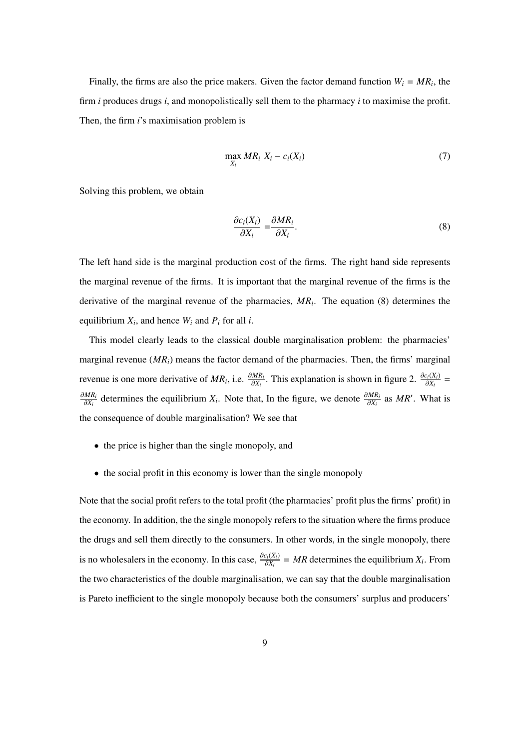Finally, the firms are also the price makers. Given the factor demand function $W_i = MR_i$, the firm $i$ produces drugs $i$, and monopolistically sell them to the pharmacy $i$ to maximise the profit. Then, the firm $i$'s maximisation problem is

$$\max_{X_i} MR_i \; X_i - c_i(X_i) \tag{7}$$

Solving this problem, we obtain

$$\frac{\partial c_i(X_i)}{\partial X_i} = \frac{\partial MR_i}{\partial X_i}. \tag{8}$$

The left hand side is the marginal production cost of the firms. The right hand side represents the marginal revenue of the firms. It is important that the marginal revenue of the firms is the derivative of the marginal revenue of the pharmacies, $MR_i$. The equation (8) determines the equilibrium $X_i$, and hence $W_i$ and $P_i$ for all $i$.

This model clearly leads to the classical double marginalisation problem: the pharmacies' marginal revenue ($MR_i$) means the factor demand of the pharmacies. Then, the firms' marginal revenue is one more derivative of $MR_i$, i.e. $\frac{\partial MR_i}{\partial X_i}$. This explanation is shown in figure 2. $\frac{\partial c_i(X_i)}{\partial X_i} = \frac{\partial MR_i}{\partial X_i}$ determines the equilibrium $X_i$. Note that, In the figure, we denote $\frac{\partial MR_i}{\partial X_i}$ as $MR'$. What is the consequence of double marginalisation? We see that

- the price is higher than the single monopoly, and
- the social profit in this economy is lower than the single monopoly

Note that the social profit refers to the total profit (the pharmacies' profit plus the firms' profit) in the economy. In addition, the the single monopoly refers to the situation where the firms produce the drugs and sell them directly to the consumers. In other words, in the single monopoly, there is no wholesalers in the economy. In this case, $\frac{\partial c_i(X_i)}{\partial X_i} = MR$ determines the equilibrium $X_i$. From the two characteristics of the double marginalisation, we can say that the double marginalisation is Pareto inefficient to the single monopoly because both the consumers' surplus and producers'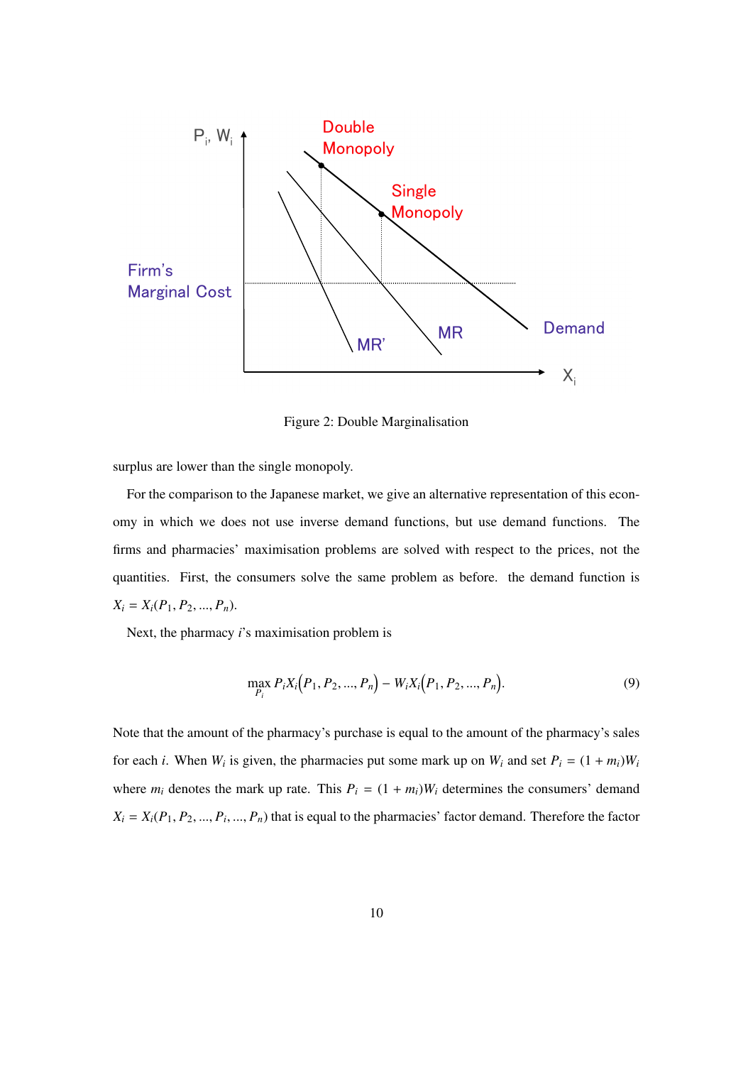Figure 2: Double Marginalisation

surplus are lower than the single monopoly.

For the comparison to the Japanese market, we give an alternative representation of this economy in which we does not use inverse demand functions, but use demand functions. The firms and pharmacies' maximisation problems are solved with respect to the prices, not the quantities. First, the consumers solve the same problem as before. the demand function is $X_i = X_i(P_1, P_2, ..., P_n)$.

Next, the pharmacy $i$'s maximisation problem is

$$\max_{P_i} P_i X_i\big(P_1, P_2, ..., P_n\big) - W_i X_i\big(P_1, P_2, ..., P_n\big). \tag{9}$$

Note that the amount of the pharmacy's purchase is equal to the amount of the pharmacy's sales for each $i$. When $W_i$ is given, the pharmacies put some mark up on $W_i$ and set $P_i = (1 + m_i)W_i$ where $m_i$ denotes the mark up rate. This $P_i = (1 + m_i)W_i$ determines the consumers' demand $X_i = X_i(P_1, P_2, ..., P_i, ..., P_n)$ that is equal to the pharmacies' factor demand. Therefore the factor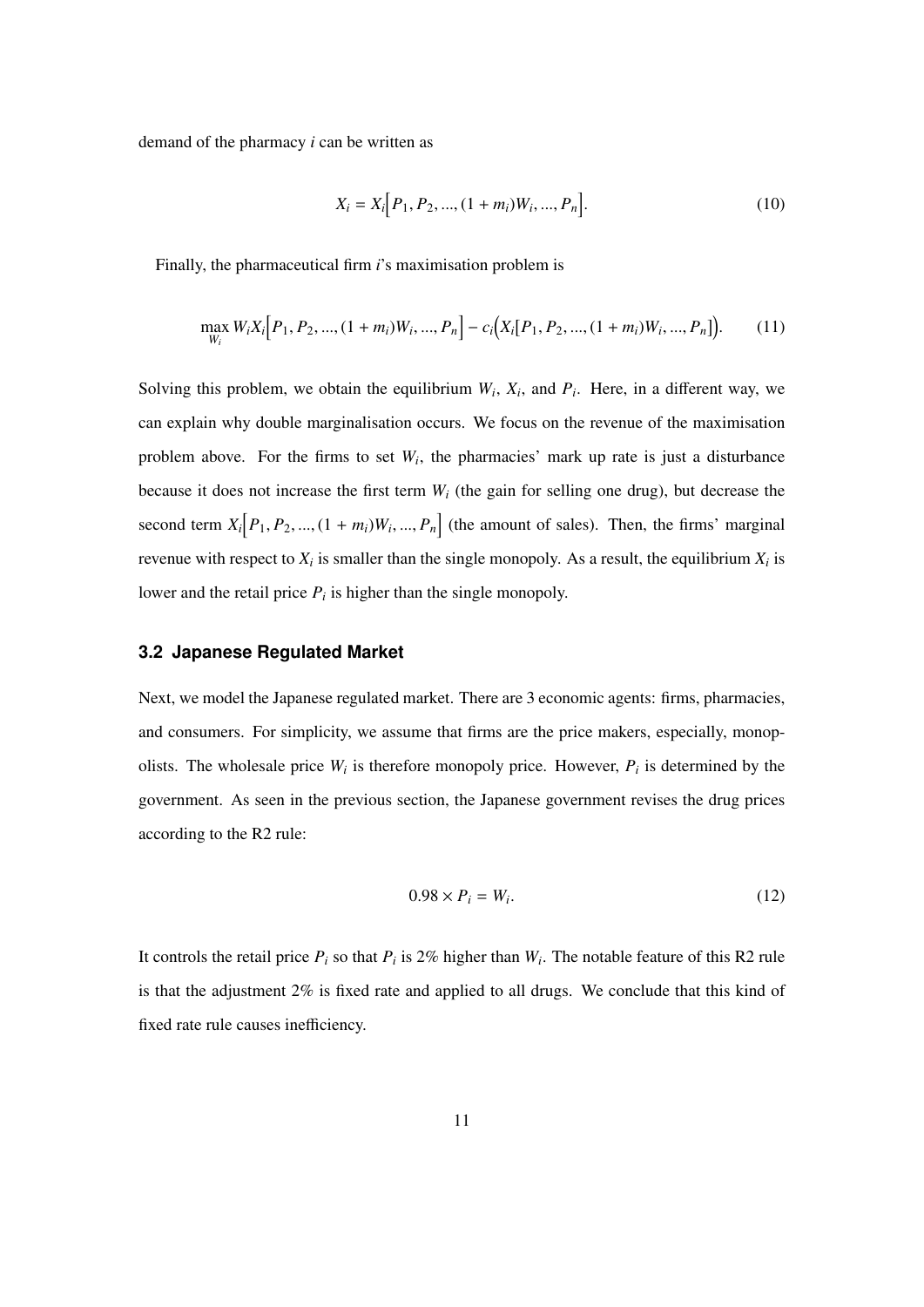demand of the pharmacy $i$ can be written as

$$X_i = X_i\Big[P_1, P_2, ..., (1 + m_i)W_i, ..., P_n\Big]. \tag{10}$$

Finally, the pharmaceutical firm $i$'s maximisation problem is

$$\max_{W_i} W_i X_i\Big[P_1, P_2, ..., (1 + m_i)W_i, ..., P_n\Big] - c_i\Big(X_i[P_1, P_2, ..., (1 + m_i)W_i, ..., P_n]\Big). \tag{11}$$

Solving this problem, we obtain the equilibrium $W_i$, $X_i$, and $P_i$. Here, in a different way, we can explain why double marginalisation occurs. We focus on the revenue of the maximisation problem above. For the firms to set $W_i$, the pharmacies' mark up rate is just a disturbance because it does not increase the first term $W_i$ (the gain for selling one drug), but decrease the second term $X_i\Big[P_1, P_2, ..., (1 + m_i)W_i, ..., P_n\Big]$ (the amount of sales). Then, the firms' marginal revenue with respect to $X_i$ is smaller than the single monopoly. As a result, the equilibrium $X_i$ is lower and the retail price $P_i$ is higher than the single monopoly.

### 3.2 Japanese Regulated Market

Next, we model the Japanese regulated market. There are 3 economic agents: firms, pharmacies, and consumers. For simplicity, we assume that firms are the price makers, especially, monopolists. The wholesale price $W_i$ is therefore monopoly price. However, $P_i$ is determined by the government. As seen in the previous section, the Japanese government revises the drug prices according to the R2 rule:

$$0.98 \times P_i = W_i. \tag{12}$$

It controls the retail price $P_i$ so that $P_i$ is 2% higher than $W_i$. The notable feature of this R2 rule is that the adjustment 2% is fixed rate and applied to all drugs. We conclude that this kind of fixed rate rule causes inefficiency.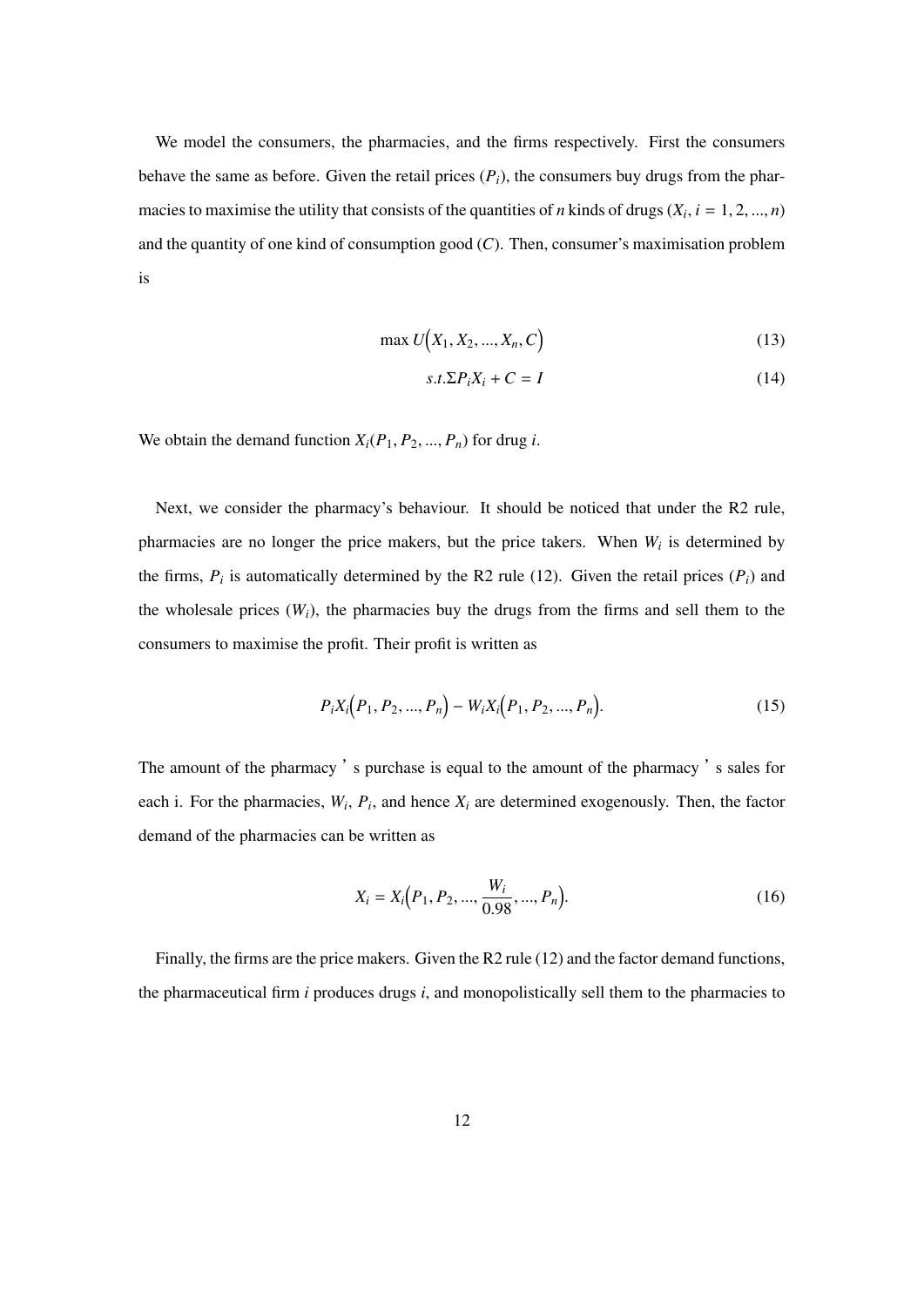We model the consumers, the pharmacies, and the firms respectively. First the consumers behave the same as before. Given the retail prices ($P_i$), the consumers buy drugs from the pharmacies to maximise the utility that consists of the quantities of $n$ kinds of drugs ($X_i$, $i = 1, 2, ..., n$) and the quantity of one kind of consumption good ($C$). Then, consumer's maximisation problem is

$$\max U\Big(X_1, X_2, ..., X_n, C\Big) \tag{13}$$

$$s.t. \Sigma P_i X_i + C = I \tag{14}$$

We obtain the demand function $X_i(P_1, P_2, ..., P_n)$ for drug $i$.

Next, we consider the pharmacy's behaviour. It should be noticed that under the R2 rule, pharmacies are no longer the price makers, but the price takers. When $W_i$ is determined by the firms, $P_i$ is automatically determined by the R2 rule (12). Given the retail prices ($P_i$) and the wholesale prices ($W_i$), the pharmacies buy the drugs from the firms and sell them to the consumers to maximise the profit. Their profit is written as

$$P_i X_i\Big(P_1, P_2, ..., P_n\Big) - W_i X_i\Big(P_1, P_2, ..., P_n\Big). \tag{15}$$

The amount of the pharmacy ' s purchase is equal to the amount of the pharmacy ' s sales for each i. For the pharmacies, $W_i$, $P_i$, and hence $X_i$ are determined exogenously. Then, the factor demand of the pharmacies can be written as

$$X_i = X_i\Big(P_1, P_2, ..., \frac{W_i}{0.98}, ..., P_n\Big). \tag{16}$$

Finally, the firms are the price makers. Given the R2 rule (12) and the factor demand functions, the pharmaceutical firm $i$ produces drugs $i$, and monopolistically sell them to the pharmacies to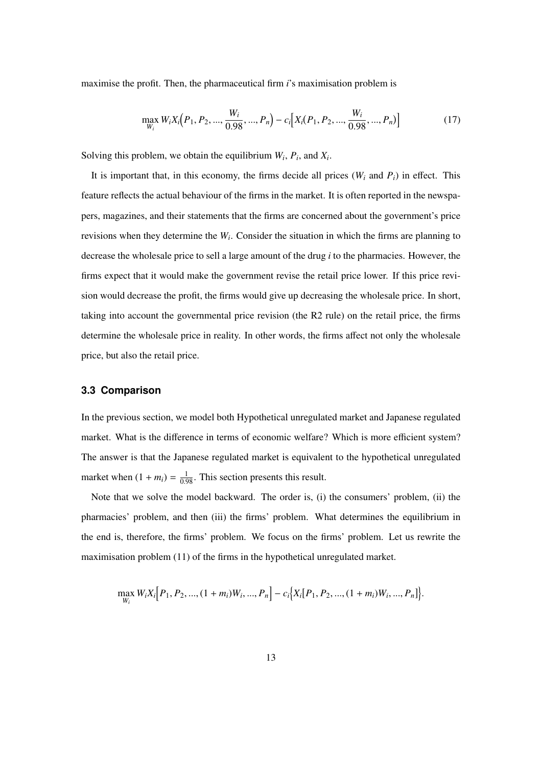maximise the profit. Then, the pharmaceutical firm $i$'s maximisation problem is

$$\max_{W_i} W_i X_i\Big(P_1, P_2, ..., \frac{W_i}{0.98}, ..., P_n\Big) - c_i\Big[X_i(P_1, P_2, ..., \frac{W_i}{0.98}, ..., P_n)\Big] \tag{17}$$

Solving this problem, we obtain the equilibrium $W_i$, $P_i$, and $X_i$.

It is important that, in this economy, the firms decide all prices ($W_i$ and $P_i$) in effect. This feature reflects the actual behaviour of the firms in the market. It is often reported in the newspapers, magazines, and their statements that the firms are concerned about the government's price revisions when they determine the $W_i$. Consider the situation in which the firms are planning to decrease the wholesale price to sell a large amount of the drug $i$ to the pharmacies. However, the firms expect that it would make the government revise the retail price lower. If this price revision would decrease the profit, the firms would give up decreasing the wholesale price. In short, taking into account the governmental price revision (the R2 rule) on the retail price, the firms determine the wholesale price in reality. In other words, the firms affect not only the wholesale price, but also the retail price.

### 3.3 Comparison

In the previous section, we model both Hypothetical unregulated market and Japanese regulated market. What is the difference in terms of economic welfare? Which is more efficient system? The answer is that the Japanese regulated market is equivalent to the hypothetical unregulated market when $(1 + m_i) = \frac{1}{0.98}$. This section presents this result.

Note that we solve the model backward. The order is, (i) the consumers' problem, (ii) the pharmacies' problem, and then (iii) the firms' problem. What determines the equilibrium in the end is, therefore, the firms' problem. We focus on the firms' problem. Let us rewrite the maximisation problem (11) of the firms in the hypothetical unregulated market.

$$\max_{W_i} W_i X_i\Big[P_1, P_2, ..., (1 + m_i)W_i, ..., P_n\Big] - c_i\Big\{X_i[P_1, P_2, ..., (1 + m_i)W_i, ..., P_n]\Big\}.$$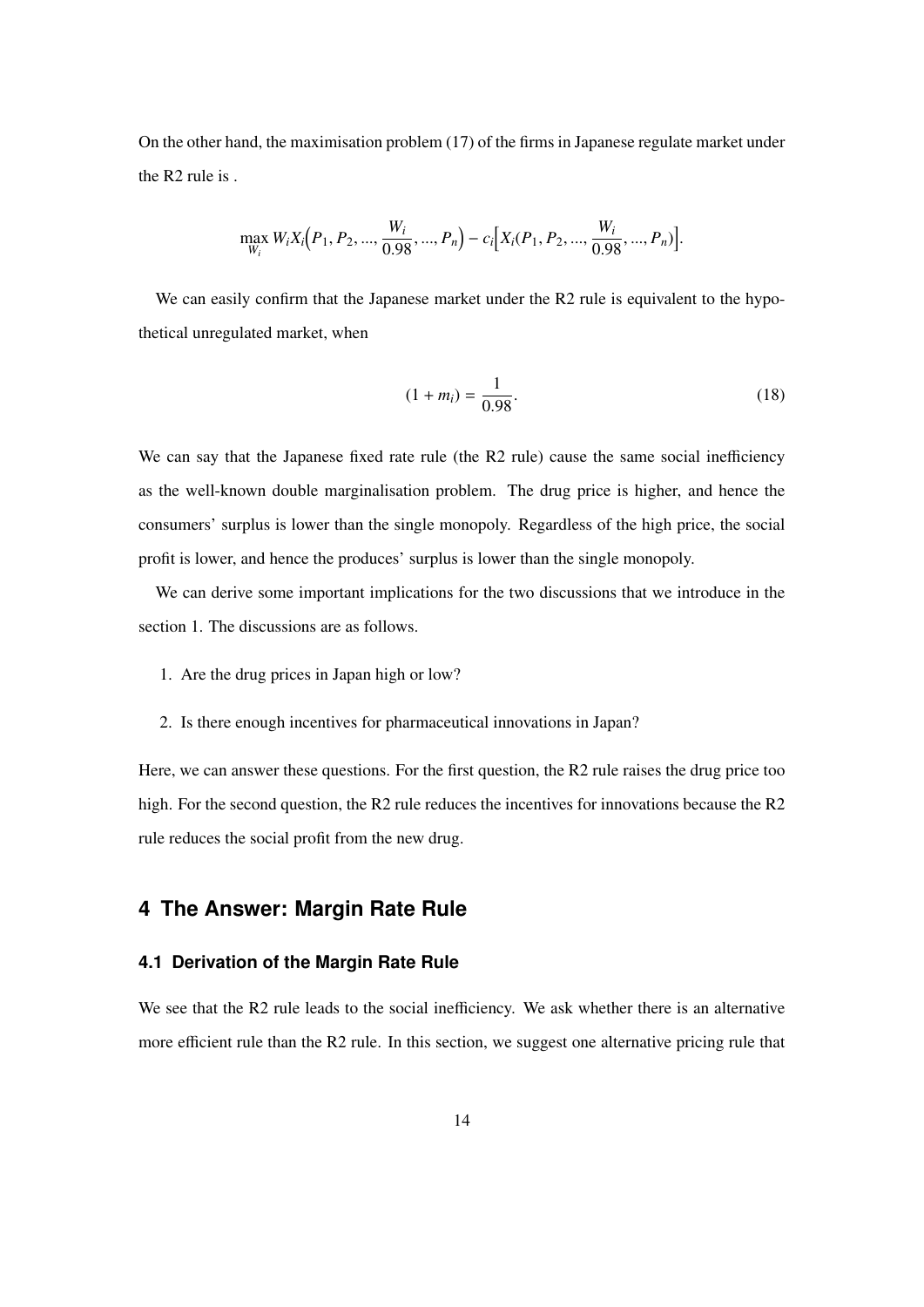On the other hand, the maximisation problem (17) of the firms in Japanese regulate market under the R2 rule is .

$$\max_{W_i} W_i X_i\Big(P_1, P_2, ..., \frac{W_i}{0.98}, ..., P_n\Big) - c_i\Big[X_i(P_1, P_2, ..., \frac{W_i}{0.98}, ..., P_n)\Big].$$

We can easily confirm that the Japanese market under the R2 rule is equivalent to the hypothetical unregulated market, when

$$(1 + m_i) = \frac{1}{0.98}. \tag{18}$$

We can say that the Japanese fixed rate rule (the R2 rule) cause the same social inefficiency as the well-known double marginalisation problem. The drug price is higher, and hence the consumers' surplus is lower than the single monopoly. Regardless of the high price, the social profit is lower, and hence the produces' surplus is lower than the single monopoly.

We can derive some important implications for the two discussions that we introduce in the section 1. The discussions are as follows.

1. Are the drug prices in Japan high or low?
2. Is there enough incentives for pharmaceutical innovations in Japan?

Here, we can answer these questions. For the first question, the R2 rule raises the drug price too high. For the second question, the R2 rule reduces the incentives for innovations because the R2 rule reduces the social profit from the new drug.

## 4 The Answer: Margin Rate Rule

### 4.1 Derivation of the Margin Rate Rule

We see that the R2 rule leads to the social inefficiency. We ask whether there is an alternative more efficient rule than the R2 rule. In this section, we suggest one alternative pricing rule that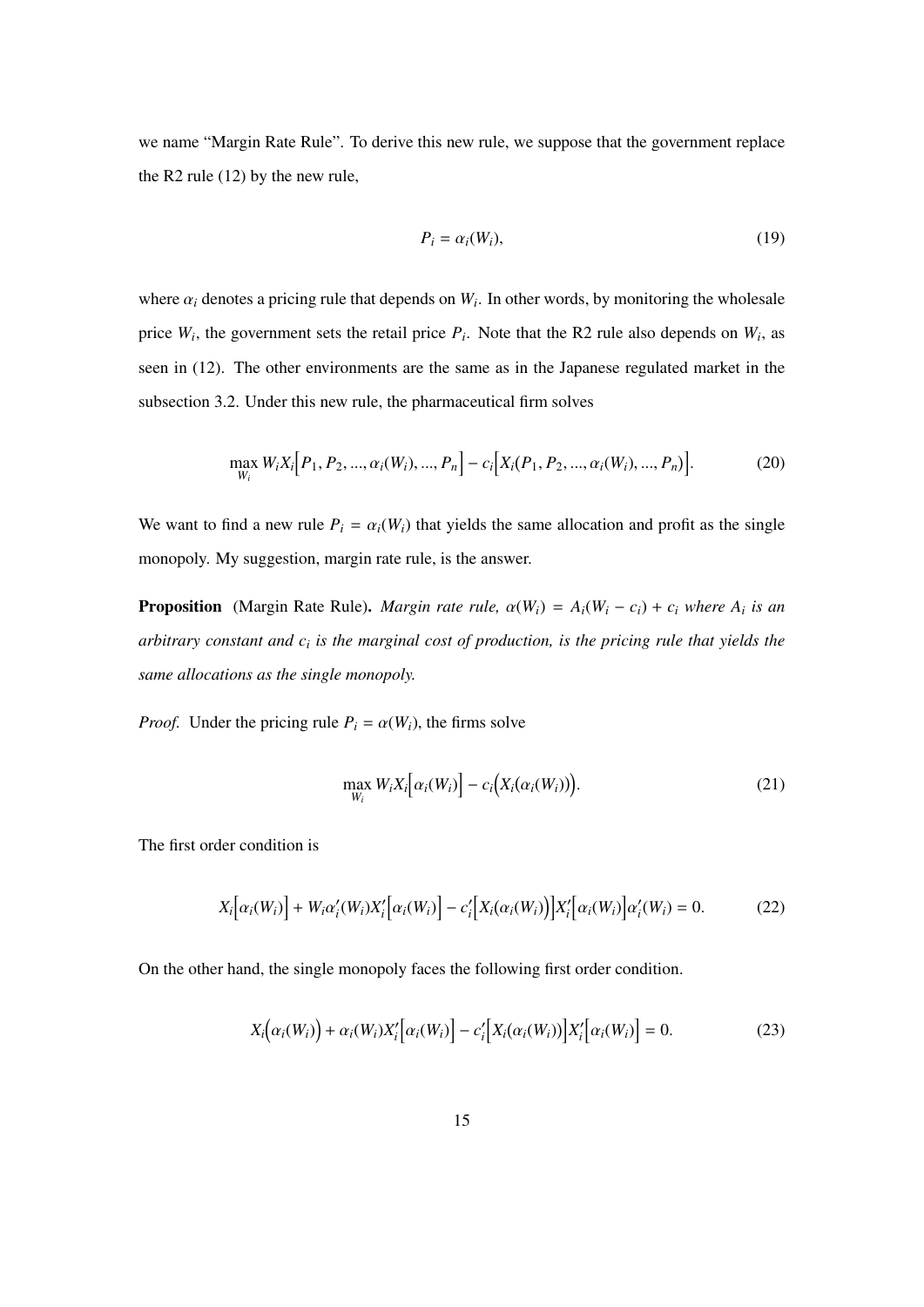we name "Margin Rate Rule". To derive this new rule, we suppose that the government replace the R2 rule (12) by the new rule,

$$P_i = \alpha_i(W_i), \tag{19}$$

where $\alpha_i$ denotes a pricing rule that depends on $W_i$. In other words, by monitoring the wholesale price $W_i$, the government sets the retail price $P_i$. Note that the R2 rule also depends on $W_i$, as seen in (12). The other environments are the same as in the Japanese regulated market in the subsection 3.2. Under this new rule, the pharmaceutical firm solves

$$\max_{W_i} W_i X_i\Big[P_1, P_2, ..., \alpha_i(W_i), ..., P_n\Big] - c_i\Big[X_i(P_1, P_2, ..., \alpha_i(W_i), ..., P_n)\Big]. \tag{20}$$

We want to find a new rule $P_i = \alpha_i(W_i)$ that yields the same allocation and profit as the single monopoly. My suggestion, margin rate rule, is the answer.

**Proposition** (Margin Rate Rule). *Margin rate rule, $\alpha(W_i) = A_i(W_i - c_i) + c_i$ where $A_i$ is an arbitrary constant and $c_i$ is the marginal cost of production, is the pricing rule that yields the same allocations as the single monopoly.*

*Proof.* Under the pricing rule $P_i = \alpha(W_i)$, the firms solve

$$\max_{W_i} W_i X_i\Big[\alpha_i(W_i)\Big] - c_i\Big(X_i(\alpha_i(W_i))\Big). \tag{21}$$

The first order condition is

$$X_i\Big[\alpha_i(W_i)\Big] + W_i\alpha_i'(W_i)X_i'\Big[\alpha_i(W_i)\Big] - c_i'\Big[X_i(\alpha_i(W_i))\Big]X_i'\Big[\alpha_i(W_i)\Big]\alpha_i'(W_i) = 0. \tag{22}$$

On the other hand, the single monopoly faces the following first order condition.

$$X_i\Big(\alpha_i(W_i)\Big) + \alpha_i(W_i)X_i'\Big[\alpha_i(W_i)\Big] - c_i'\Big[X_i(\alpha_i(W_i))\Big]X_i'\Big[\alpha_i(W_i)\Big] = 0. \tag{23}$$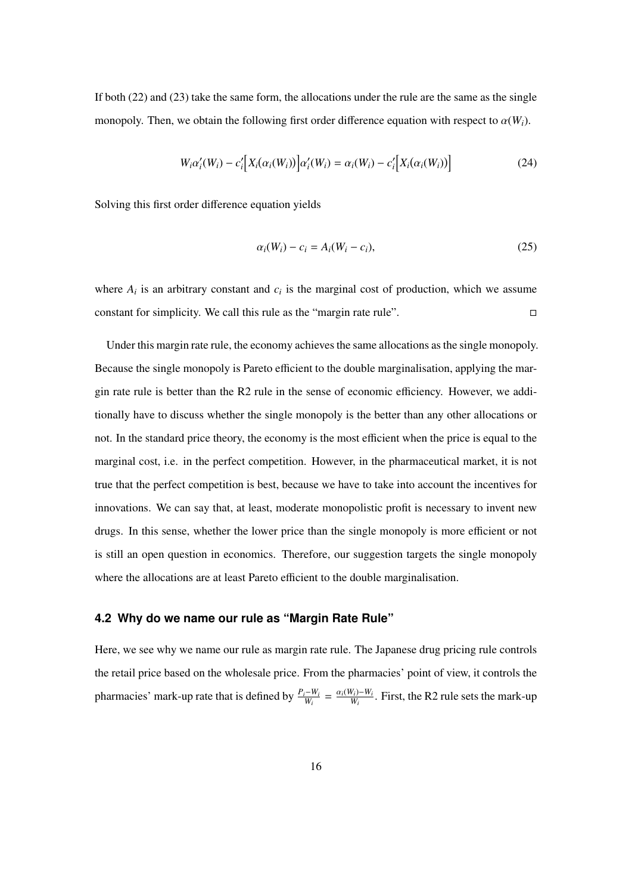If both (22) and (23) take the same form, the allocations under the rule are the same as the single monopoly. Then, we obtain the following first order difference equation with respect to $\alpha(W_i)$.

$$W_i \alpha_i'(W_i) - c_i'\Big[X_i\big(\alpha_i(W_i)\big)\Big]\alpha_i'(W_i) = \alpha_i(W_i) - c_i'\Big[X_i\big(\alpha_i(W_i)\big)\Big] \tag{24}$$

Solving this first order difference equation yields

$$\alpha_i(W_i) - c_i = A_i(W_i - c_i), \tag{25}$$

where $A_i$ is an arbitrary constant and $c_i$ is the marginal cost of production, which we assume constant for simplicity. We call this rule as the "margin rate rule". □

Under this margin rate rule, the economy achieves the same allocations as the single monopoly. Because the single monopoly is Pareto efficient to the double marginalisation, applying the margin rate rule is better than the R2 rule in the sense of economic efficiency. However, we additionally have to discuss whether the single monopoly is the better than any other allocations or not. In the standard price theory, the economy is the most efficient when the price is equal to the marginal cost, i.e. in the perfect competition. However, in the pharmaceutical market, it is not true that the perfect competition is best, because we have to take into account the incentives for innovations. We can say that, at least, moderate monopolistic profit is necessary to invent new drugs. In this sense, whether the lower price than the single monopoly is more efficient or not is still an open question in economics. Therefore, our suggestion targets the single monopoly where the allocations are at least Pareto efficient to the double marginalisation.

### 4.2 Why do we name our rule as "Margin Rate Rule"

Here, we see why we name our rule as margin rate rule. The Japanese drug pricing rule controls the retail price based on the wholesale price. From the pharmacies' point of view, it controls the pharmacies' mark-up rate that is defined by $\frac{P_i - W_i}{W_i} = \frac{\alpha_i(W_i) - W_i}{W_i}$. First, the R2 rule sets the mark-up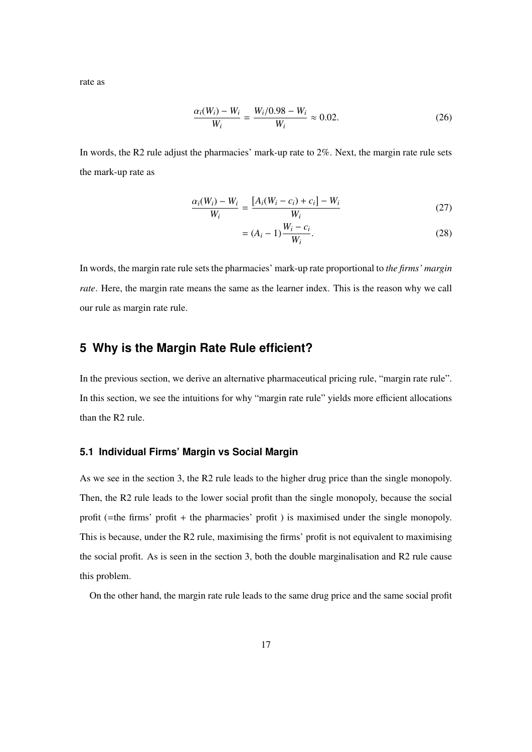rate as

$$\frac{\alpha_i(W_i) - W_i}{W_i} = \frac{W_i/0.98 - W_i}{W_i} \approx 0.02. \tag{26}$$

In words, the R2 rule adjust the pharmacies' mark-up rate to 2%. Next, the margin rate rule sets the mark-up rate as

$$\frac{\alpha_i(W_i) - W_i}{W_i} = \frac{[A_i(W_i - c_i) + c_i] - W_i}{W_i} \tag{27}$$

$$= (A_i - 1)\frac{W_i - c_i}{W_i}. \tag{28}$$

In words, the margin rate rule sets the pharmacies' mark-up rate proportional to *the firms' margin rate*. Here, the margin rate means the same as the learner index. This is the reason why we call our rule as margin rate rule.

## 5 Why is the Margin Rate Rule efficient?

In the previous section, we derive an alternative pharmaceutical pricing rule, "margin rate rule". In this section, we see the intuitions for why "margin rate rule" yields more efficient allocations than the R2 rule.

### 5.1 Individual Firms' Margin vs Social Margin

As we see in the section 3, the R2 rule leads to the higher drug price than the single monopoly. Then, the R2 rule leads to the lower social profit than the single monopoly, because the social profit (=the firms' profit + the pharmacies' profit ) is maximised under the single monopoly. This is because, under the R2 rule, maximising the firms' profit is not equivalent to maximising the social profit. As is seen in the section 3, both the double marginalisation and R2 rule cause this problem.

On the other hand, the margin rate rule leads to the same drug price and the same social profit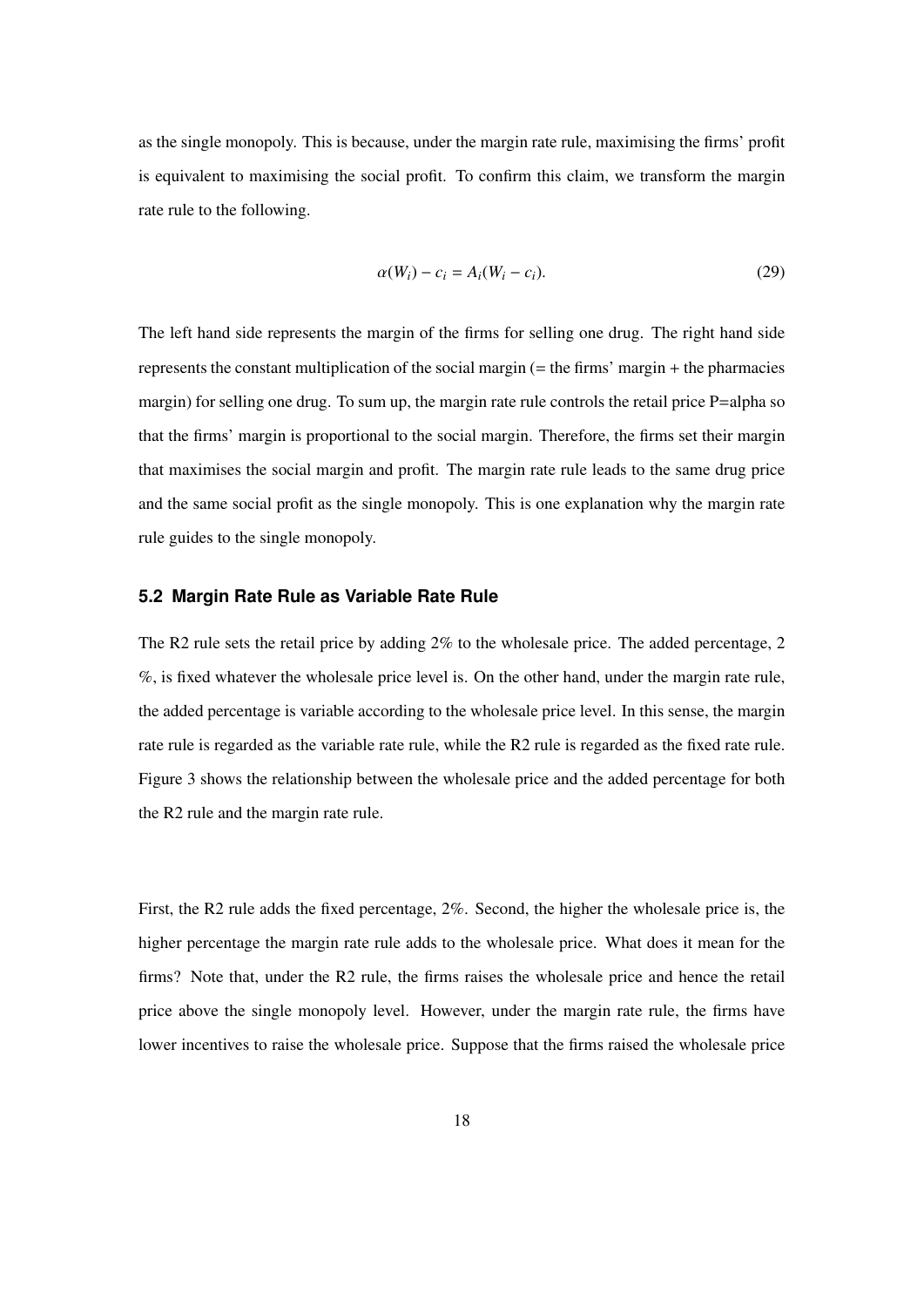as the single monopoly. This is because, under the margin rate rule, maximising the firms' profit is equivalent to maximising the social profit. To confirm this claim, we transform the margin rate rule to the following.

$$\alpha(W_i) - c_i = A_i(W_i - c_i). \tag{29}$$

The left hand side represents the margin of the firms for selling one drug. The right hand side represents the constant multiplication of the social margin (= the firms' margin + the pharmacies margin) for selling one drug. To sum up, the margin rate rule controls the retail price P=alpha so that the firms' margin is proportional to the social margin. Therefore, the firms set their margin that maximises the social margin and profit. The margin rate rule leads to the same drug price and the same social profit as the single monopoly. This is one explanation why the margin rate rule guides to the single monopoly.

## 5.2 Margin Rate Rule as Variable Rate Rule

The R2 rule sets the retail price by adding 2% to the wholesale price. The added percentage, 2 %, is fixed whatever the wholesale price level is. On the other hand, under the margin rate rule, the added percentage is variable according to the wholesale price level. In this sense, the margin rate rule is regarded as the variable rate rule, while the R2 rule is regarded as the fixed rate rule. Figure 3 shows the relationship between the wholesale price and the added percentage for both the R2 rule and the margin rate rule.

First, the R2 rule adds the fixed percentage, 2%. Second, the higher the wholesale price is, the higher percentage the margin rate rule adds to the wholesale price. What does it mean for the firms? Note that, under the R2 rule, the firms raises the wholesale price and hence the retail price above the single monopoly level. However, under the margin rate rule, the firms have lower incentives to raise the wholesale price. Suppose that the firms raised the wholesale price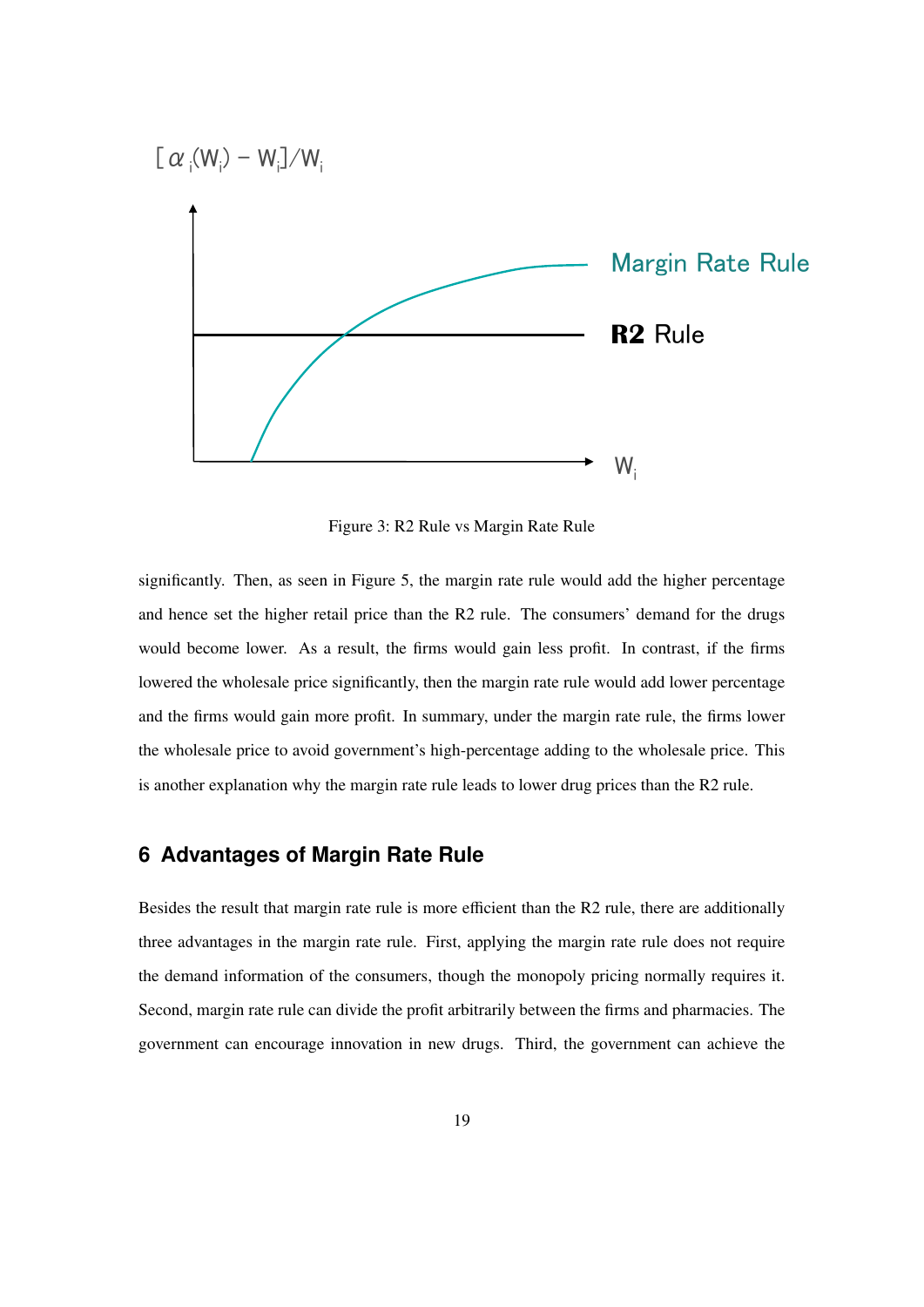Figure 3: R2 Rule vs Margin Rate Rule

significantly. Then, as seen in Figure 5, the margin rate rule would add the higher percentage and hence set the higher retail price than the R2 rule. The consumers' demand for the drugs would become lower. As a result, the firms would gain less profit. In contrast, if the firms lowered the wholesale price significantly, then the margin rate rule would add lower percentage and the firms would gain more profit. In summary, under the margin rate rule, the firms lower the wholesale price to avoid government's high-percentage adding to the wholesale price. This is another explanation why the margin rate rule leads to lower drug prices than the R2 rule.

## 6 Advantages of Margin Rate Rule

Besides the result that margin rate rule is more efficient than the R2 rule, there are additionally three advantages in the margin rate rule. First, applying the margin rate rule does not require the demand information of the consumers, though the monopoly pricing normally requires it. Second, margin rate rule can divide the profit arbitrarily between the firms and pharmacies. The government can encourage innovation in new drugs. Third, the government can achieve the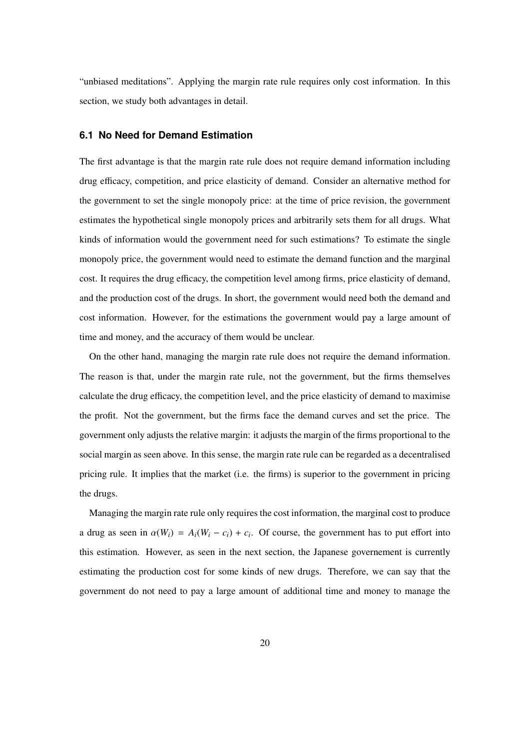"unbiased meditations". Applying the margin rate rule requires only cost information. In this section, we study both advantages in detail.

### 6.1 No Need for Demand Estimation

The first advantage is that the margin rate rule does not require demand information including drug efficacy, competition, and price elasticity of demand. Consider an alternative method for the government to set the single monopoly price: at the time of price revision, the government estimates the hypothetical single monopoly prices and arbitrarily sets them for all drugs. What kinds of information would the government need for such estimations? To estimate the single monopoly price, the government would need to estimate the demand function and the marginal cost. It requires the drug efficacy, the competition level among firms, price elasticity of demand, and the production cost of the drugs. In short, the government would need both the demand and cost information. However, for the estimations the government would pay a large amount of time and money, and the accuracy of them would be unclear.

On the other hand, managing the margin rate rule does not require the demand information. The reason is that, under the margin rate rule, not the government, but the firms themselves calculate the drug efficacy, the competition level, and the price elasticity of demand to maximise the profit. Not the government, but the firms face the demand curves and set the price. The government only adjusts the relative margin: it adjusts the margin of the firms proportional to the social margin as seen above. In this sense, the margin rate rule can be regarded as a decentralised pricing rule. It implies that the market (i.e. the firms) is superior to the government in pricing the drugs.

Managing the margin rate rule only requires the cost information, the marginal cost to produce a drug as seen in $\alpha(W_i) = A_i(W_i - c_i) + c_i$. Of course, the government has to put effort into this estimation. However, as seen in the next section, the Japanese governement is currently estimating the production cost for some kinds of new drugs. Therefore, we can say that the government do not need to pay a large amount of additional time and money to manage the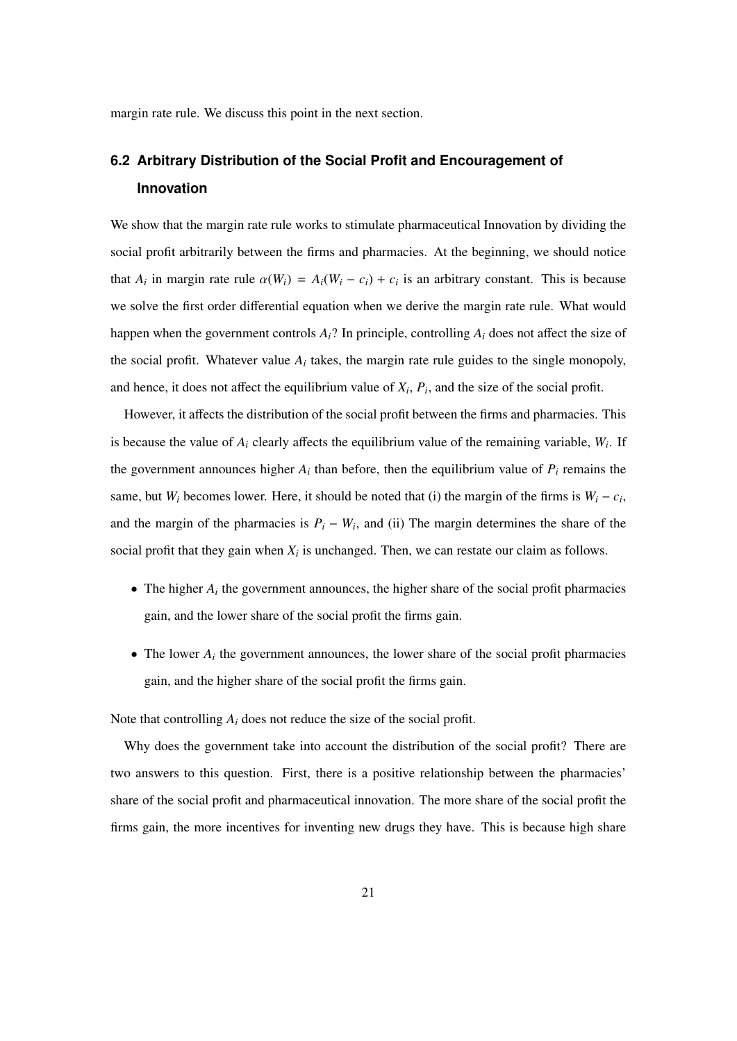margin rate rule. We discuss this point in the next section.

### 6.2 Arbitrary Distribution of the Social Profit and Encouragement of Innovation

We show that the margin rate rule works to stimulate pharmaceutical Innovation by dividing the social profit arbitrarily between the firms and pharmacies. At the beginning, we should notice that $A_i$ in margin rate rule $\alpha(W_i) = A_i(W_i - c_i) + c_i$ is an arbitrary constant. This is because we solve the first order differential equation when we derive the margin rate rule. What would happen when the government controls $A_i$? In principle, controlling $A_i$ does not affect the size of the social profit. Whatever value $A_i$ takes, the margin rate rule guides to the single monopoly, and hence, it does not affect the equilibrium value of $X_i$, $P_i$, and the size of the social profit.

However, it affects the distribution of the social profit between the firms and pharmacies. This is because the value of $A_i$ clearly affects the equilibrium value of the remaining variable, $W_i$. If the government announces higher $A_i$ than before, then the equilibrium value of $P_i$ remains the same, but $W_i$ becomes lower. Here, it should be noted that (i) the margin of the firms is $W_i - c_i$, and the margin of the pharmacies is $P_i - W_i$, and (ii) The margin determines the share of the social profit that they gain when $X_i$ is unchanged. Then, we can restate our claim as follows.

- The higher $A_i$ the government announces, the higher share of the social profit pharmacies gain, and the lower share of the social profit the firms gain.
- The lower $A_i$ the government announces, the lower share of the social profit pharmacies gain, and the higher share of the social profit the firms gain.

Note that controlling $A_i$ does not reduce the size of the social profit.

Why does the government take into account the distribution of the social profit? There are two answers to this question. First, there is a positive relationship between the pharmacies' share of the social profit and pharmaceutical innovation. The more share of the social profit the firms gain, the more incentives for inventing new drugs they have. This is because high share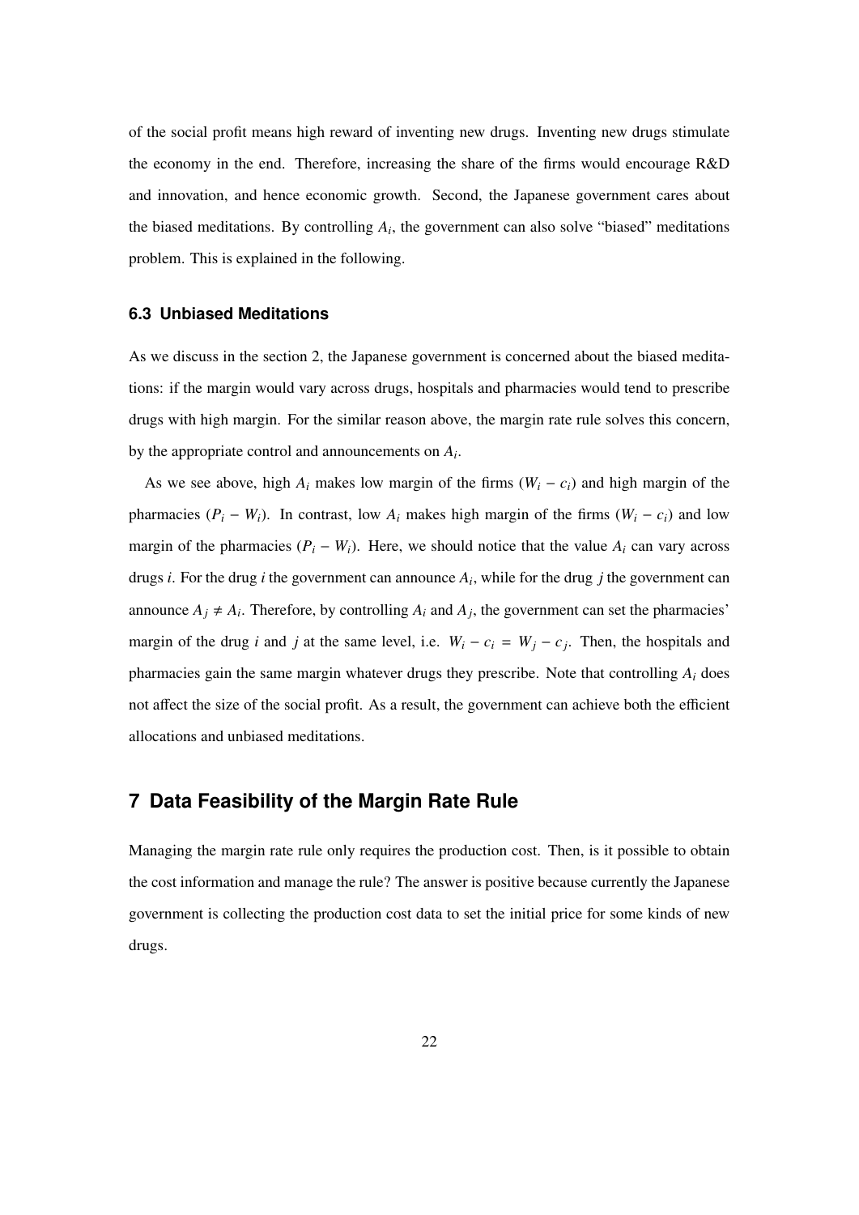of the social profit means high reward of inventing new drugs. Inventing new drugs stimulate the economy in the end. Therefore, increasing the share of the firms would encourage R&D and innovation, and hence economic growth. Second, the Japanese government cares about the biased meditations. By controlling $A_i$, the government can also solve "biased" meditations problem. This is explained in the following.

### 6.3 Unbiased Meditations

As we discuss in the section 2, the Japanese government is concerned about the biased meditations: if the margin would vary across drugs, hospitals and pharmacies would tend to prescribe drugs with high margin. For the similar reason above, the margin rate rule solves this concern, by the appropriate control and announcements on $A_i$.

As we see above, high $A_i$ makes low margin of the firms ($W_i - c_i$) and high margin of the pharmacies ($P_i - W_i$). In contrast, low $A_i$ makes high margin of the firms ($W_i - c_i$) and low margin of the pharmacies ($P_i - W_i$). Here, we should notice that the value $A_i$ can vary across drugs $i$. For the drug $i$ the government can announce $A_i$, while for the drug $j$ the government can announce $A_j \neq A_i$. Therefore, by controlling $A_i$ and $A_j$, the government can set the pharmacies' margin of the drug $i$ and $j$ at the same level, i.e. $W_i - c_i = W_j - c_j$. Then, the hospitals and pharmacies gain the same margin whatever drugs they prescribe. Note that controlling $A_i$ does not affect the size of the social profit. As a result, the government can achieve both the efficient allocations and unbiased meditations.

## 7 Data Feasibility of the Margin Rate Rule

Managing the margin rate rule only requires the production cost. Then, is it possible to obtain the cost information and manage the rule? The answer is positive because currently the Japanese government is collecting the production cost data to set the initial price for some kinds of new drugs.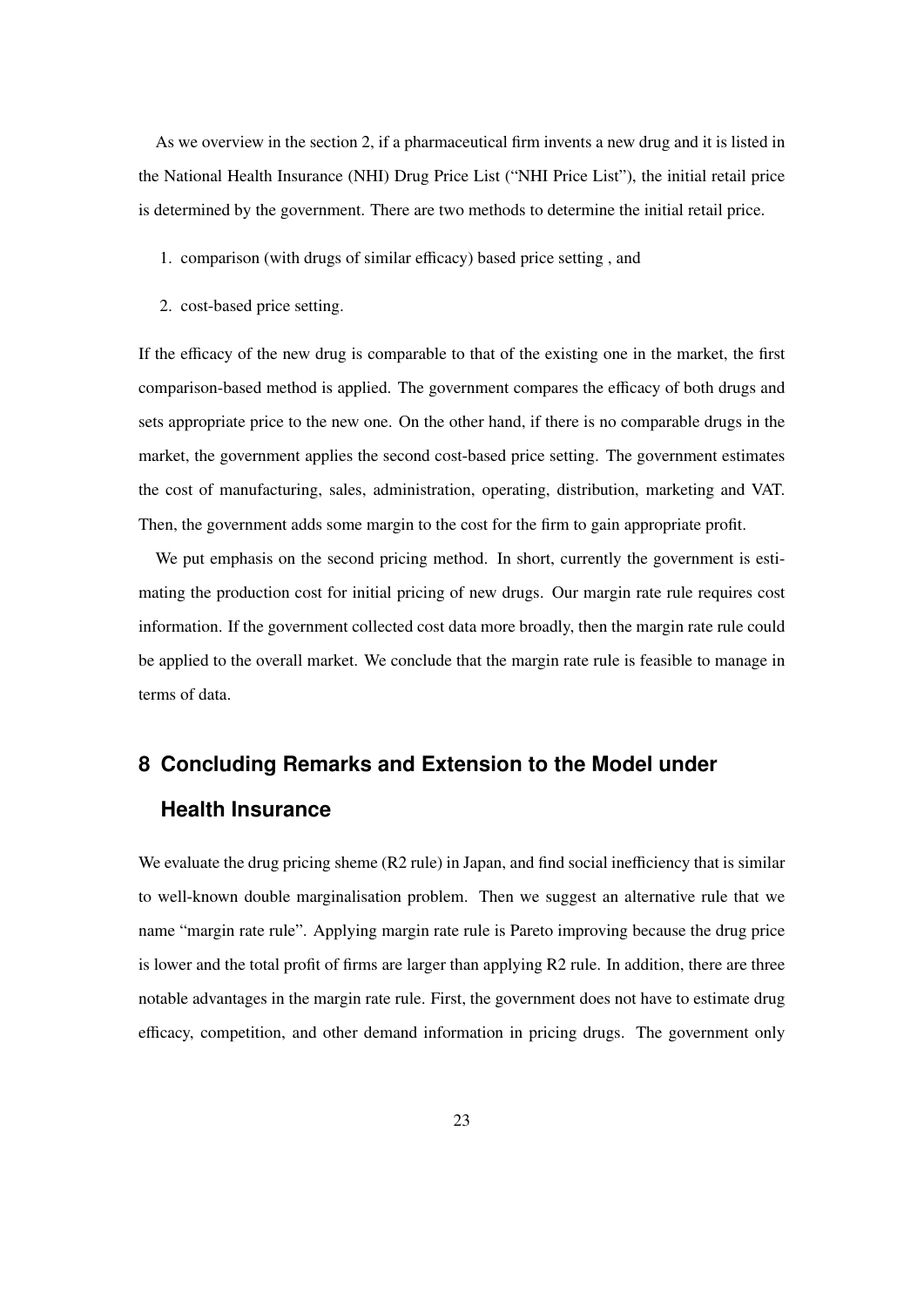As we overview in the section 2, if a pharmaceutical firm invents a new drug and it is listed in the National Health Insurance (NHI) Drug Price List ("NHI Price List"), the initial retail price is determined by the government. There are two methods to determine the initial retail price.

1. comparison (with drugs of similar efficacy) based price setting , and
2. cost-based price setting.

If the efficacy of the new drug is comparable to that of the existing one in the market, the first comparison-based method is applied. The government compares the efficacy of both drugs and sets appropriate price to the new one. On the other hand, if there is no comparable drugs in the market, the government applies the second cost-based price setting. The government estimates the cost of manufacturing, sales, administration, operating, distribution, marketing and VAT. Then, the government adds some margin to the cost for the firm to gain appropriate profit.

We put emphasis on the second pricing method. In short, currently the government is estimating the production cost for initial pricing of new drugs. Our margin rate rule requires cost information. If the government collected cost data more broadly, then the margin rate rule could be applied to the overall market. We conclude that the margin rate rule is feasible to manage in terms of data.

## 8 Concluding Remarks and Extension to the Model under Health Insurance

We evaluate the drug pricing sheme (R2 rule) in Japan, and find social inefficiency that is similar to well-known double marginalisation problem. Then we suggest an alternative rule that we name "margin rate rule". Applying margin rate rule is Pareto improving because the drug price is lower and the total profit of firms are larger than applying R2 rule. In addition, there are three notable advantages in the margin rate rule. First, the government does not have to estimate drug efficacy, competition, and other demand information in pricing drugs. The government only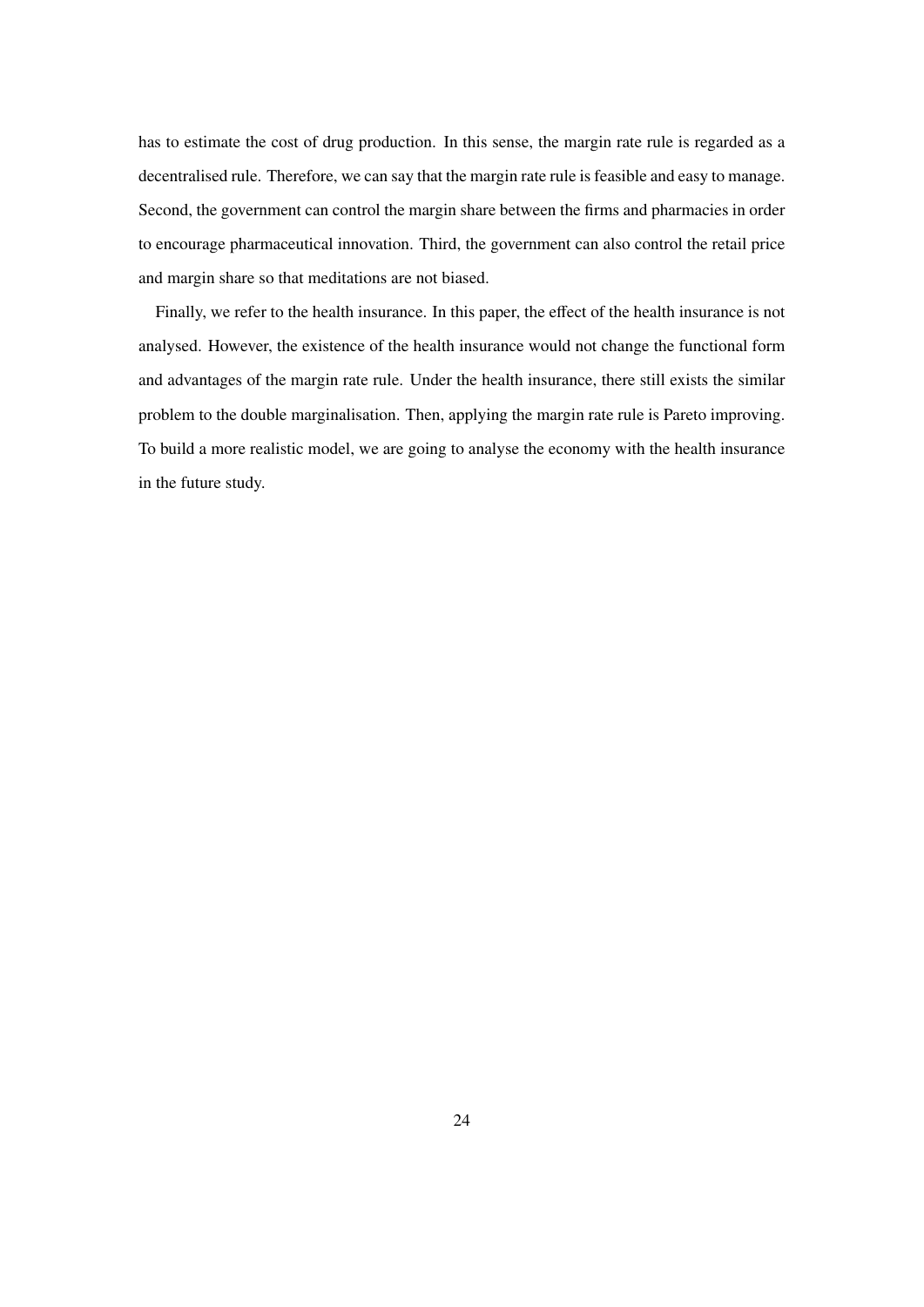has to estimate the cost of drug production. In this sense, the margin rate rule is regarded as a decentralised rule. Therefore, we can say that the margin rate rule is feasible and easy to manage. Second, the government can control the margin share between the firms and pharmacies in order to encourage pharmaceutical innovation. Third, the government can also control the retail price and margin share so that meditations are not biased.

Finally, we refer to the health insurance. In this paper, the effect of the health insurance is not analysed. However, the existence of the health insurance would not change the functional form and advantages of the margin rate rule. Under the health insurance, there still exists the similar problem to the double marginalisation. Then, applying the margin rate rule is Pareto improving. To build a more realistic model, we are going to analyse the economy with the health insurance in the future study.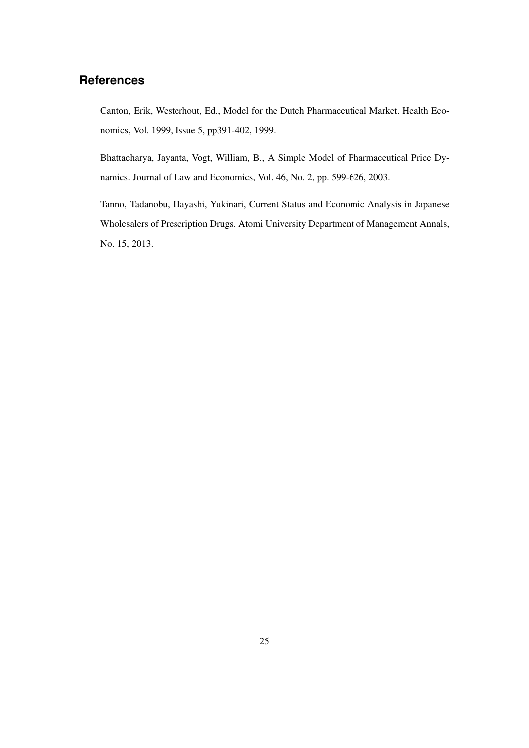## References

Canton, Erik, Westerhout, Ed., Model for the Dutch Pharmaceutical Market. Health Economics, Vol. 1999, Issue 5, pp391-402, 1999.

Bhattacharya, Jayanta, Vogt, William, B., A Simple Model of Pharmaceutical Price Dynamics. Journal of Law and Economics, Vol. 46, No. 2, pp. 599-626, 2003.

Tanno, Tadanobu, Hayashi, Yukinari, Current Status and Economic Analysis in Japanese Wholesalers of Prescription Drugs. Atomi University Department of Management Annals, No. 15, 2013.